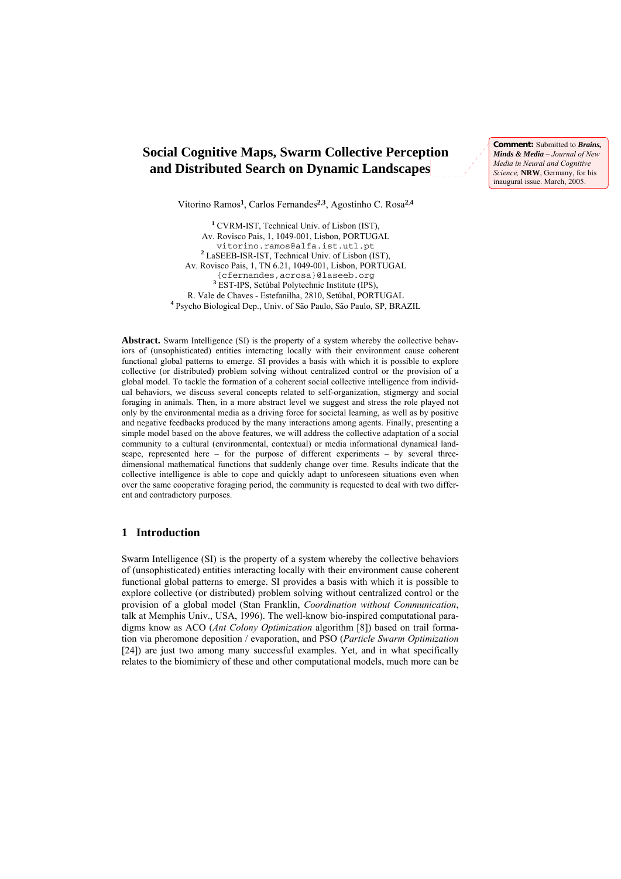# Social Cognitive Maps, Swarm Collective Perception and Distributed Search on Dynamic Landscapes

**Comment:** Submitted to ***Brains, Minds & Media*** *– Journal of New Media in Neural and Cognitive Science,* **NRW**, Germany, for his inaugural issue. March, 2005.

Vitorino Ramos[1], Carlos Fernandes[2,3], Agostinho C. Rosa[2,4]

[1] CVRM-IST, Technical Univ. of Lisbon (IST),
Av. Rovisco Pais, 1, 1049-001, Lisbon, PORTUGAL
vitorino.ramos@alfa.ist.utl.pt
[2] LaSEEB-ISR-IST, Technical Univ. of Lisbon (IST),
Av. Rovisco Pais, 1, TN 6.21, 1049-001, Lisbon, PORTUGAL
{cfernandes,acrosa}@laseeb.org
[3] EST-IPS, Setúbal Polytechnic Institute (IPS),
R. Vale de Chaves - Estefanilha, 2810, Setúbal, PORTUGAL
[4] Psycho Biological Dep., Univ. of São Paulo, São Paulo, SP, BRAZIL

**Abstract.** Swarm Intelligence (SI) is the property of a system whereby the collective behaviors of (unsophisticated) entities interacting locally with their environment cause coherent functional global patterns to emerge. SI provides a basis with which it is possible to explore collective (or distributed) problem solving without centralized control or the provision of a global model. To tackle the formation of a coherent social collective intelligence from individual behaviors, we discuss several concepts related to self-organization, stigmergy and social foraging in animals. Then, in a more abstract level we suggest and stress the role played not only by the environmental media as a driving force for societal learning, as well as by positive and negative feedbacks produced by the many interactions among agents. Finally, presenting a simple model based on the above features, we will address the collective adaptation of a social community to a cultural (environmental, contextual) or media informational dynamical landscape, represented here – for the purpose of different experiments – by several three-dimensional mathematical functions that suddenly change over time. Results indicate that the collective intelligence is able to cope and quickly adapt to unforeseen situations even when over the same cooperative foraging period, the community is requested to deal with two different and contradictory purposes.

## 1 Introduction

Swarm Intelligence (SI) is the property of a system whereby the collective behaviors of (unsophisticated) entities interacting locally with their environment cause coherent functional global patterns to emerge. SI provides a basis with which it is possible to explore collective (or distributed) problem solving without centralized control or the provision of a global model (Stan Franklin, *Coordination without Communication*, talk at Memphis Univ., USA, 1996). The well-know bio-inspired computational paradigms know as ACO (*Ant Colony Optimization* algorithm [8]) based on trail formation via pheromone deposition / evaporation, and PSO (*Particle Swarm Optimization* [24]) are just two among many successful examples. Yet, and in what specifically relates to the biomimicry of these and other computational models, much more can be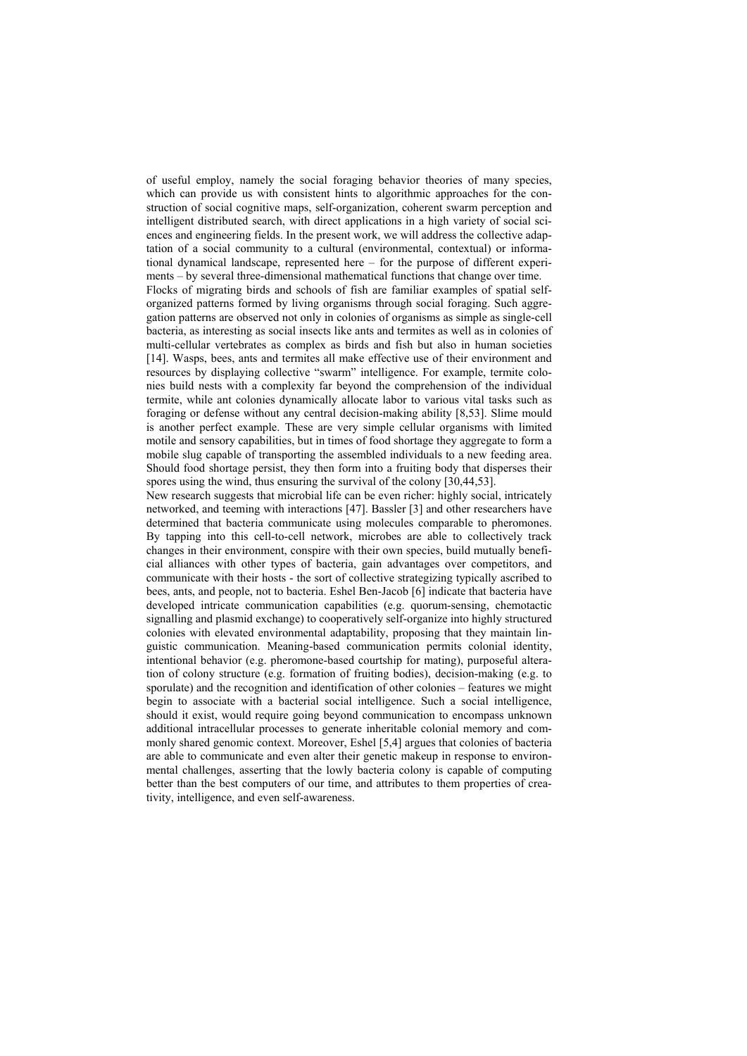of useful employ, namely the social foraging behavior theories of many species, which can provide us with consistent hints to algorithmic approaches for the construction of social cognitive maps, self-organization, coherent swarm perception and intelligent distributed search, with direct applications in a high variety of social sciences and engineering fields. In the present work, we will address the collective adaptation of a social community to a cultural (environmental, contextual) or informational dynamical landscape, represented here – for the purpose of different experiments – by several three-dimensional mathematical functions that change over time.

Flocks of migrating birds and schools of fish are familiar examples of spatial self-organized patterns formed by living organisms through social foraging. Such aggregation patterns are observed not only in colonies of organisms as simple as single-cell bacteria, as interesting as social insects like ants and termites as well as in colonies of multi-cellular vertebrates as complex as birds and fish but also in human societies [14]. Wasps, bees, ants and termites all make effective use of their environment and resources by displaying collective "swarm" intelligence. For example, termite colonies build nests with a complexity far beyond the comprehension of the individual termite, while ant colonies dynamically allocate labor to various vital tasks such as foraging or defense without any central decision-making ability [8,53]. Slime mould is another perfect example. These are very simple cellular organisms with limited motile and sensory capabilities, but in times of food shortage they aggregate to form a mobile slug capable of transporting the assembled individuals to a new feeding area. Should food shortage persist, they then form into a fruiting body that disperses their spores using the wind, thus ensuring the survival of the colony [30,44,53].

New research suggests that microbial life can be even richer: highly social, intricately networked, and teeming with interactions [47]. Bassler [3] and other researchers have determined that bacteria communicate using molecules comparable to pheromones. By tapping into this cell-to-cell network, microbes are able to collectively track changes in their environment, conspire with their own species, build mutually beneficial alliances with other types of bacteria, gain advantages over competitors, and communicate with their hosts - the sort of collective strategizing typically ascribed to bees, ants, and people, not to bacteria. Eshel Ben-Jacob [6] indicate that bacteria have developed intricate communication capabilities (e.g. quorum-sensing, chemotactic signalling and plasmid exchange) to cooperatively self-organize into highly structured colonies with elevated environmental adaptability, proposing that they maintain linguistic communication. Meaning-based communication permits colonial identity, intentional behavior (e.g. pheromone-based courtship for mating), purposeful alteration of colony structure (e.g. formation of fruiting bodies), decision-making (e.g. to sporulate) and the recognition and identification of other colonies – features we might begin to associate with a bacterial social intelligence. Such a social intelligence, should it exist, would require going beyond communication to encompass unknown additional intracellular processes to generate inheritable colonial memory and commonly shared genomic context. Moreover, Eshel [5,4] argues that colonies of bacteria are able to communicate and even alter their genetic makeup in response to environmental challenges, asserting that the lowly bacteria colony is capable of computing better than the best computers of our time, and attributes to them properties of creativity, intelligence, and even self-awareness.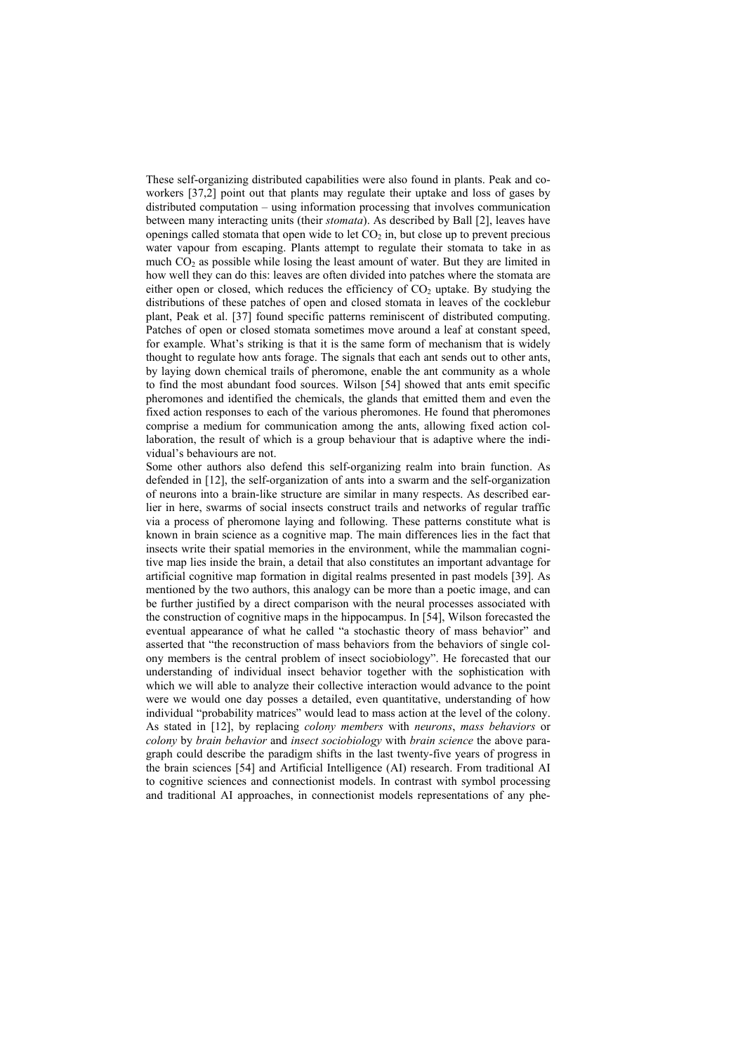These self-organizing distributed capabilities were also found in plants. Peak and co-workers [37,2] point out that plants may regulate their uptake and loss of gases by distributed computation – using information processing that involves communication between many interacting units (their *stomata*). As described by Ball [2], leaves have openings called stomata that open wide to let $CO_2$ in, but close up to prevent precious water vapour from escaping. Plants attempt to regulate their stomata to take in as much $CO_2$ as possible while losing the least amount of water. But they are limited in how well they can do this: leaves are often divided into patches where the stomata are either open or closed, which reduces the efficiency of $CO_2$ uptake. By studying the distributions of these patches of open and closed stomata in leaves of the cocklebur plant, Peak et al. [37] found specific patterns reminiscent of distributed computing. Patches of open or closed stomata sometimes move around a leaf at constant speed, for example. What's striking is that it is the same form of mechanism that is widely thought to regulate how ants forage. The signals that each ant sends out to other ants, by laying down chemical trails of pheromone, enable the ant community as a whole to find the most abundant food sources. Wilson [54] showed that ants emit specific pheromones and identified the chemicals, the glands that emitted them and even the fixed action responses to each of the various pheromones. He found that pheromones comprise a medium for communication among the ants, allowing fixed action collaboration, the result of which is a group behaviour that is adaptive where the individual's behaviours are not.

Some other authors also defend this self-organizing realm into brain function. As defended in [12], the self-organization of ants into a swarm and the self-organization of neurons into a brain-like structure are similar in many respects. As described earlier in here, swarms of social insects construct trails and networks of regular traffic via a process of pheromone laying and following. These patterns constitute what is known in brain science as a cognitive map. The main differences lies in the fact that insects write their spatial memories in the environment, while the mammalian cognitive map lies inside the brain, a detail that also constitutes an important advantage for artificial cognitive map formation in digital realms presented in past models [39]. As mentioned by the two authors, this analogy can be more than a poetic image, and can be further justified by a direct comparison with the neural processes associated with the construction of cognitive maps in the hippocampus. In [54], Wilson forecasted the eventual appearance of what he called "a stochastic theory of mass behavior" and asserted that "the reconstruction of mass behaviors from the behaviors of single colony members is the central problem of insect sociobiology". He forecasted that our understanding of individual insect behavior together with the sophistication with which we will able to analyze their collective interaction would advance to the point were we would one day posses a detailed, even quantitative, understanding of how individual "probability matrices" would lead to mass action at the level of the colony. As stated in [12], by replacing *colony members* with *neurons*, *mass behaviors* or *colony* by *brain behavior* and *insect sociobiology* with *brain science* the above paragraph could describe the paradigm shifts in the last twenty-five years of progress in the brain sciences [54] and Artificial Intelligence (AI) research. From traditional AI to cognitive sciences and connectionist models. In contrast with symbol processing and traditional AI approaches, in connectionist models representations of any phe-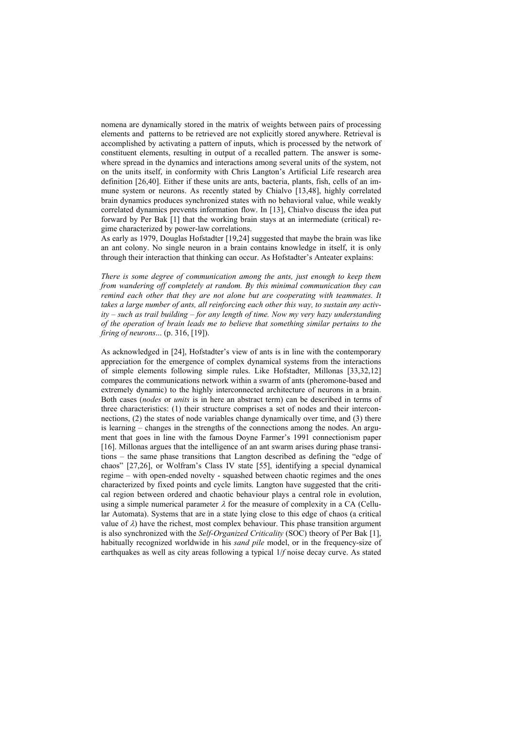nomena are dynamically stored in the matrix of weights between pairs of processing elements and patterns to be retrieved are not explicitly stored anywhere. Retrieval is accomplished by activating a pattern of inputs, which is processed by the network of constituent elements, resulting in output of a recalled pattern. The answer is somewhere spread in the dynamics and interactions among several units of the system, not on the units itself, in conformity with Chris Langton's Artificial Life research area definition [26,40]. Either if these units are ants, bacteria, plants, fish, cells of an immune system or neurons. As recently stated by Chialvo [13,48], highly correlated brain dynamics produces synchronized states with no behavioral value, while weakly correlated dynamics prevents information flow. In [13], Chialvo discuss the idea put forward by Per Bak [1] that the working brain stays at an intermediate (critical) regime characterized by power-law correlations.

As early as 1979, Douglas Hofstadter [19,24] suggested that maybe the brain was like an ant colony. No single neuron in a brain contains knowledge in itself, it is only through their interaction that thinking can occur. As Hofstadter's Anteater explains:

*There is some degree of communication among the ants, just enough to keep them from wandering off completely at random. By this minimal communication they can remind each other that they are not alone but are cooperating with teammates. It takes a large number of ants, all reinforcing each other this way, to sustain any activity – such as trail building – for any length of time. Now my very hazy understanding of the operation of brain leads me to believe that something similar pertains to the firing of neurons…* (p. 316, [19]).

As acknowledged in [24], Hofstadter's view of ants is in line with the contemporary appreciation for the emergence of complex dynamical systems from the interactions of simple elements following simple rules. Like Hofstadter, Millonas [33,32,12] compares the communications network within a swarm of ants (pheromone-based and extremely dynamic) to the highly interconnected architecture of neurons in a brain. Both cases (*nodes* or *units* is in here an abstract term) can be described in terms of three characteristics: (1) their structure comprises a set of nodes and their interconnections, (2) the states of node variables change dynamically over time, and (3) there is learning – changes in the strengths of the connections among the nodes. An argument that goes in line with the famous Doyne Farmer's 1991 connectionism paper [16]. Millonas argues that the intelligence of an ant swarm arises during phase transitions – the same phase transitions that Langton described as defining the "edge of chaos" [27,26], or Wolfram's Class IV state [55], identifying a special dynamical regime – with open-ended novelty - squashed between chaotic regimes and the ones characterized by fixed points and cycle limits. Langton have suggested that the critical region between ordered and chaotic behaviour plays a central role in evolution, using a simple numerical parameter $\lambda$ for the measure of complexity in a CA (Cellular Automata). Systems that are in a state lying close to this edge of chaos (a critical value of $\lambda$) have the richest, most complex behaviour. This phase transition argument is also synchronized with the *Self-Organized Criticality* (SOC) theory of Per Bak [1], habitually recognized worldwide in his *sand pile* model, or in the frequency-size of earthquakes as well as city areas following a typical $1/f$ noise decay curve. As stated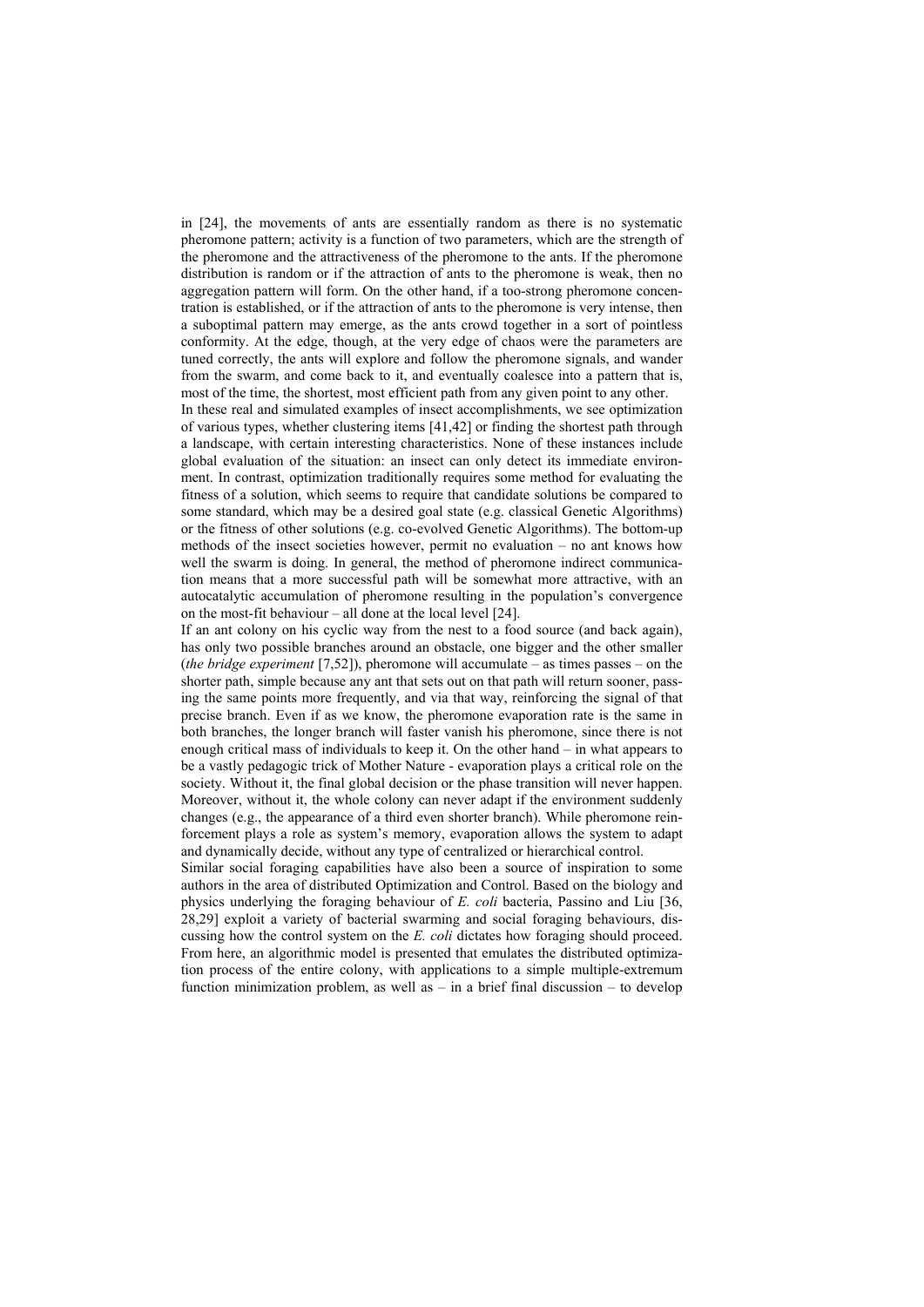in [24], the movements of ants are essentially random as there is no systematic pheromone pattern; activity is a function of two parameters, which are the strength of the pheromone and the attractiveness of the pheromone to the ants. If the pheromone distribution is random or if the attraction of ants to the pheromone is weak, then no aggregation pattern will form. On the other hand, if a too-strong pheromone concentration is established, or if the attraction of ants to the pheromone is very intense, then a suboptimal pattern may emerge, as the ants crowd together in a sort of pointless conformity. At the edge, though, at the very edge of chaos were the parameters are tuned correctly, the ants will explore and follow the pheromone signals, and wander from the swarm, and come back to it, and eventually coalesce into a pattern that is, most of the time, the shortest, most efficient path from any given point to any other.

In these real and simulated examples of insect accomplishments, we see optimization of various types, whether clustering items [41,42] or finding the shortest path through a landscape, with certain interesting characteristics. None of these instances include global evaluation of the situation: an insect can only detect its immediate environment. In contrast, optimization traditionally requires some method for evaluating the fitness of a solution, which seems to require that candidate solutions be compared to some standard, which may be a desired goal state (e.g. classical Genetic Algorithms) or the fitness of other solutions (e.g. co-evolved Genetic Algorithms). The bottom-up methods of the insect societies however, permit no evaluation – no ant knows how well the swarm is doing. In general, the method of pheromone indirect communication means that a more successful path will be somewhat more attractive, with an autocatalytic accumulation of pheromone resulting in the population's convergence on the most-fit behaviour – all done at the local level [24].

If an ant colony on his cyclic way from the nest to a food source (and back again), has only two possible branches around an obstacle, one bigger and the other smaller (*the bridge experiment* [7,52]), pheromone will accumulate – as times passes – on the shorter path, simple because any ant that sets out on that path will return sooner, passing the same points more frequently, and via that way, reinforcing the signal of that precise branch. Even if as we know, the pheromone evaporation rate is the same in both branches, the longer branch will faster vanish his pheromone, since there is not enough critical mass of individuals to keep it. On the other hand – in what appears to be a vastly pedagogic trick of Mother Nature - evaporation plays a critical role on the society. Without it, the final global decision or the phase transition will never happen. Moreover, without it, the whole colony can never adapt if the environment suddenly changes (e.g., the appearance of a third even shorter branch). While pheromone reinforcement plays a role as system's memory, evaporation allows the system to adapt and dynamically decide, without any type of centralized or hierarchical control.

Similar social foraging capabilities have also been a source of inspiration to some authors in the area of distributed Optimization and Control. Based on the biology and physics underlying the foraging behaviour of *E. coli* bacteria, Passino and Liu [36, 28,29] exploit a variety of bacterial swarming and social foraging behaviours, discussing how the control system on the *E. coli* dictates how foraging should proceed. From here, an algorithmic model is presented that emulates the distributed optimization process of the entire colony, with applications to a simple multiple-extremum function minimization problem, as well as – in a brief final discussion – to develop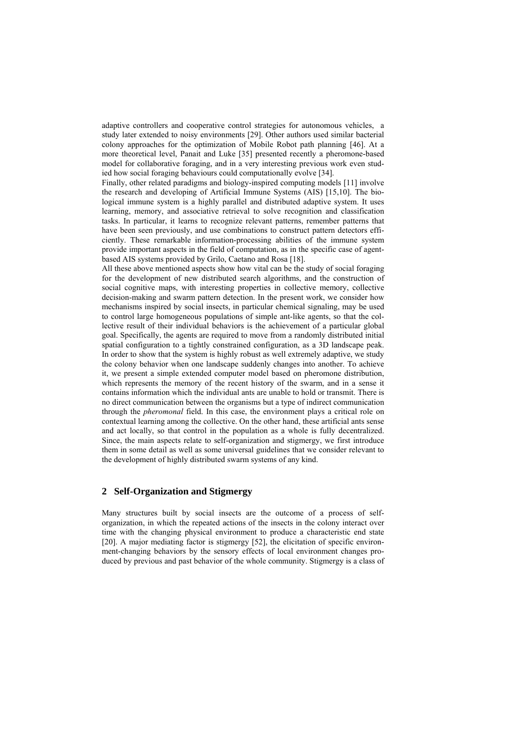adaptive controllers and cooperative control strategies for autonomous vehicles, a study later extended to noisy environments [29]. Other authors used similar bacterial colony approaches for the optimization of Mobile Robot path planning [46]. At a more theoretical level, Panait and Luke [35] presented recently a pheromone-based model for collaborative foraging, and in a very interesting previous work even studied how social foraging behaviours could computationally evolve [34].

Finally, other related paradigms and biology-inspired computing models [11] involve the research and developing of Artificial Immune Systems (AIS) [15,10]. The biological immune system is a highly parallel and distributed adaptive system. It uses learning, memory, and associative retrieval to solve recognition and classification tasks. In particular, it learns to recognize relevant patterns, remember patterns that have been seen previously, and use combinations to construct pattern detectors efficiently. These remarkable information-processing abilities of the immune system provide important aspects in the field of computation, as in the specific case of agent-based AIS systems provided by Grilo, Caetano and Rosa [18].

All these above mentioned aspects show how vital can be the study of social foraging for the development of new distributed search algorithms, and the construction of social cognitive maps, with interesting properties in collective memory, collective decision-making and swarm pattern detection. In the present work, we consider how mechanisms inspired by social insects, in particular chemical signaling, may be used to control large homogeneous populations of simple ant-like agents, so that the collective result of their individual behaviors is the achievement of a particular global goal. Specifically, the agents are required to move from a randomly distributed initial spatial configuration to a tightly constrained configuration, as a 3D landscape peak. In order to show that the system is highly robust as well extremely adaptive, we study the colony behavior when one landscape suddenly changes into another. To achieve it, we present a simple extended computer model based on pheromone distribution, which represents the memory of the recent history of the swarm, and in a sense it contains information which the individual ants are unable to hold or transmit. There is no direct communication between the organisms but a type of indirect communication through the *pheromonal* field. In this case, the environment plays a critical role on contextual learning among the collective. On the other hand, these artificial ants sense and act locally, so that control in the population as a whole is fully decentralized. Since, the main aspects relate to self-organization and stigmergy, we first introduce them in some detail as well as some universal guidelines that we consider relevant to the development of highly distributed swarm systems of any kind.

## 2 Self-Organization and Stigmergy

Many structures built by social insects are the outcome of a process of self-organization, in which the repeated actions of the insects in the colony interact over time with the changing physical environment to produce a characteristic end state [20]. A major mediating factor is stigmergy [52], the elicitation of specific environment-changing behaviors by the sensory effects of local environment changes produced by previous and past behavior of the whole community. Stigmergy is a class of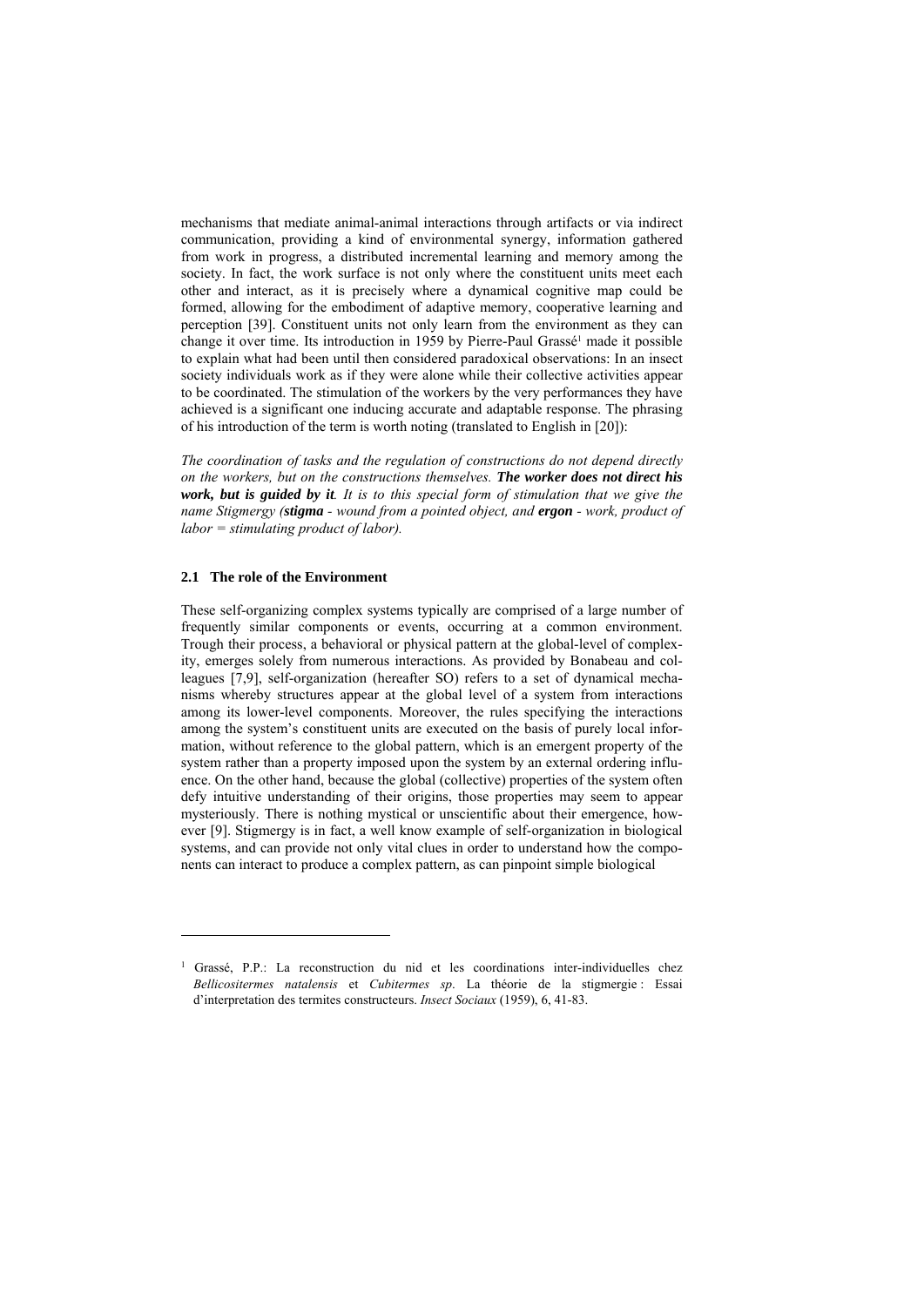mechanisms that mediate animal-animal interactions through artifacts or via indirect communication, providing a kind of environmental synergy, information gathered from work in progress, a distributed incremental learning and memory among the society. In fact, the work surface is not only where the constituent units meet each other and interact, as it is precisely where a dynamical cognitive map could be formed, allowing for the embodiment of adaptive memory, cooperative learning and perception [39]. Constituent units not only learn from the environment as they can change it over time. Its introduction in 1959 by Pierre-Paul Grassé[1] made it possible to explain what had been until then considered paradoxical observations: In an insect society individuals work as if they were alone while their collective activities appear to be coordinated. The stimulation of the workers by the very performances they have achieved is a significant one inducing accurate and adaptable response. The phrasing of his introduction of the term is worth noting (translated to English in [20]):

*The coordination of tasks and the regulation of constructions do not depend directly on the workers, but on the constructions themselves.* ***The worker does not direct his work, but is guided by it****. It is to this special form of stimulation that we give the name Stigmergy (****stigma*** *- wound from a pointed object, and* ***ergon*** *- work, product of labor = stimulating product of labor).*

### 2.1 The role of the Environment

These self-organizing complex systems typically are comprised of a large number of frequently similar components or events, occurring at a common environment. Trough their process, a behavioral or physical pattern at the global-level of complexity, emerges solely from numerous interactions. As provided by Bonabeau and colleagues [7,9], self-organization (hereafter SO) refers to a set of dynamical mechanisms whereby structures appear at the global level of a system from interactions among its lower-level components. Moreover, the rules specifying the interactions among the system's constituent units are executed on the basis of purely local information, without reference to the global pattern, which is an emergent property of the system rather than a property imposed upon the system by an external ordering influence. On the other hand, because the global (collective) properties of the system often defy intuitive understanding of their origins, those properties may seem to appear mysteriously. There is nothing mystical or unscientific about their emergence, however [9]. Stigmergy is in fact, a well know example of self-organization in biological systems, and can provide not only vital clues in order to understand how the components can interact to produce a complex pattern, as can pinpoint simple biological

---

[1] Grassé, P.P.: La reconstruction du nid et les coordinations inter-individuelles chez *Bellicositermes natalensis* et *Cubitermes sp*. La théorie de la stigmergie : Essai d'interpretation des termites constructeurs. *Insect Sociaux* (1959), 6, 41-83.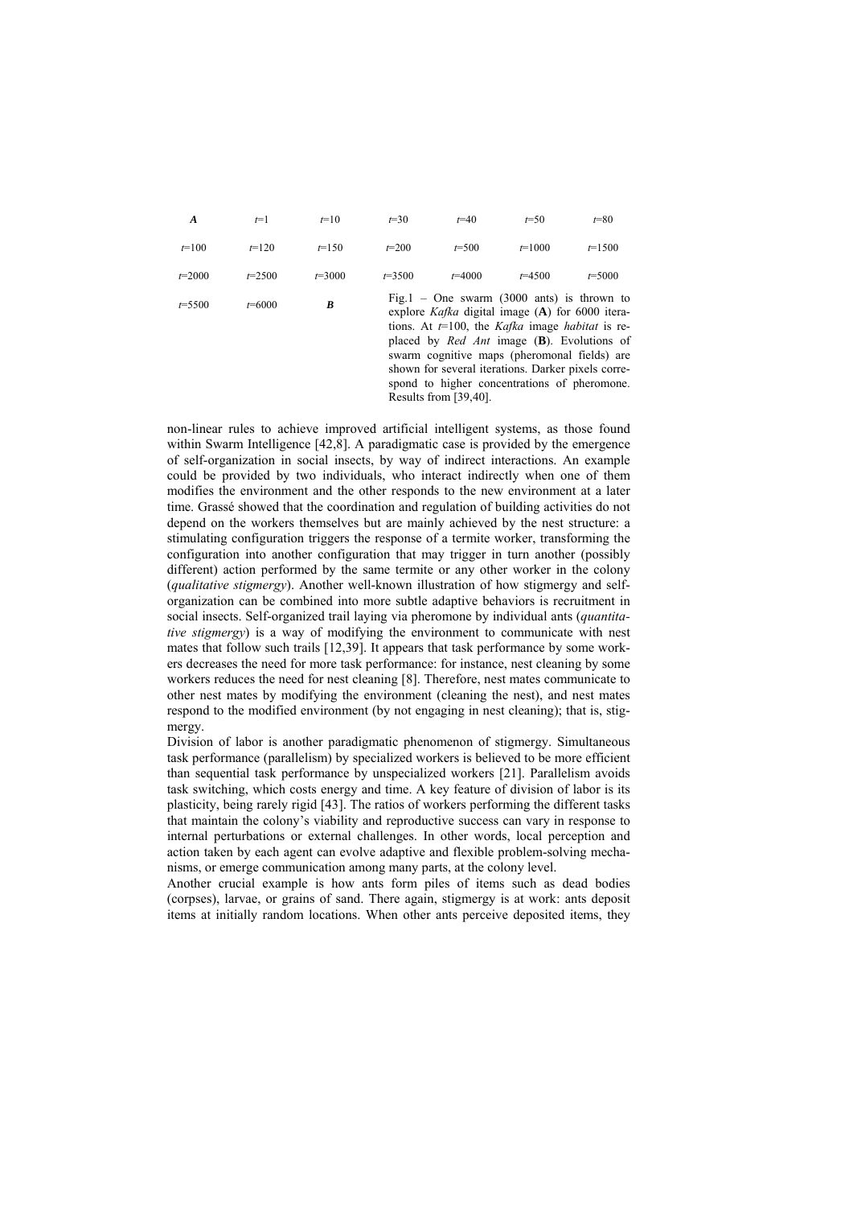| *A* | *t*=1 | *t*=10 | *t*=30 | *t*=40 | *t*=50 | *t*=80 |
|---|---|---|---|---|---|---|
| *t*=100 | *t*=120 | *t*=150 | *t*=200 | *t*=500 | *t*=1000 | *t*=1500 |
| *t*=2000 | *t*=2500 | *t*=3000 | *t*=3500 | *t*=4000 | *t*=4500 | *t*=5000 |
| *t*=5500 | *t*=6000 | *B* | | | | |

Fig.1 – One swarm (3000 ants) is thrown to explore *Kafka* digital image (**A**) for 6000 iterations. At *t*=100, the *Kafka* image *habitat* is replaced by *Red Ant* image (**B**). Evolutions of swarm cognitive maps (pheromonal fields) are shown for several iterations. Darker pixels correspond to higher concentrations of pheromone. Results from [39,40].

non-linear rules to achieve improved artificial intelligent systems, as those found within Swarm Intelligence [42,8]. A paradigmatic case is provided by the emergence of self-organization in social insects, by way of indirect interactions. An example could be provided by two individuals, who interact indirectly when one of them modifies the environment and the other responds to the new environment at a later time. Grassé showed that the coordination and regulation of building activities do not depend on the workers themselves but are mainly achieved by the nest structure: a stimulating configuration triggers the response of a termite worker, transforming the configuration into another configuration that may trigger in turn another (possibly different) action performed by the same termite or any other worker in the colony (*qualitative stigmergy*). Another well-known illustration of how stigmergy and self-organization can be combined into more subtle adaptive behaviors is recruitment in social insects. Self-organized trail laying via pheromone by individual ants (*quantitative stigmergy*) is a way of modifying the environment to communicate with nest mates that follow such trails [12,39]. It appears that task performance by some workers decreases the need for more task performance: for instance, nest cleaning by some workers reduces the need for nest cleaning [8]. Therefore, nest mates communicate to other nest mates by modifying the environment (cleaning the nest), and nest mates respond to the modified environment (by not engaging in nest cleaning); that is, stigmergy.

Division of labor is another paradigmatic phenomenon of stigmergy. Simultaneous task performance (parallelism) by specialized workers is believed to be more efficient than sequential task performance by unspecialized workers [21]. Parallelism avoids task switching, which costs energy and time. A key feature of division of labor is its plasticity, being rarely rigid [43]. The ratios of workers performing the different tasks that maintain the colony's viability and reproductive success can vary in response to internal perturbations or external challenges. In other words, local perception and action taken by each agent can evolve adaptive and flexible problem-solving mechanisms, or emerge communication among many parts, at the colony level.

Another crucial example is how ants form piles of items such as dead bodies (corpses), larvae, or grains of sand. There again, stigmergy is at work: ants deposit items at initially random locations. When other ants perceive deposited items, they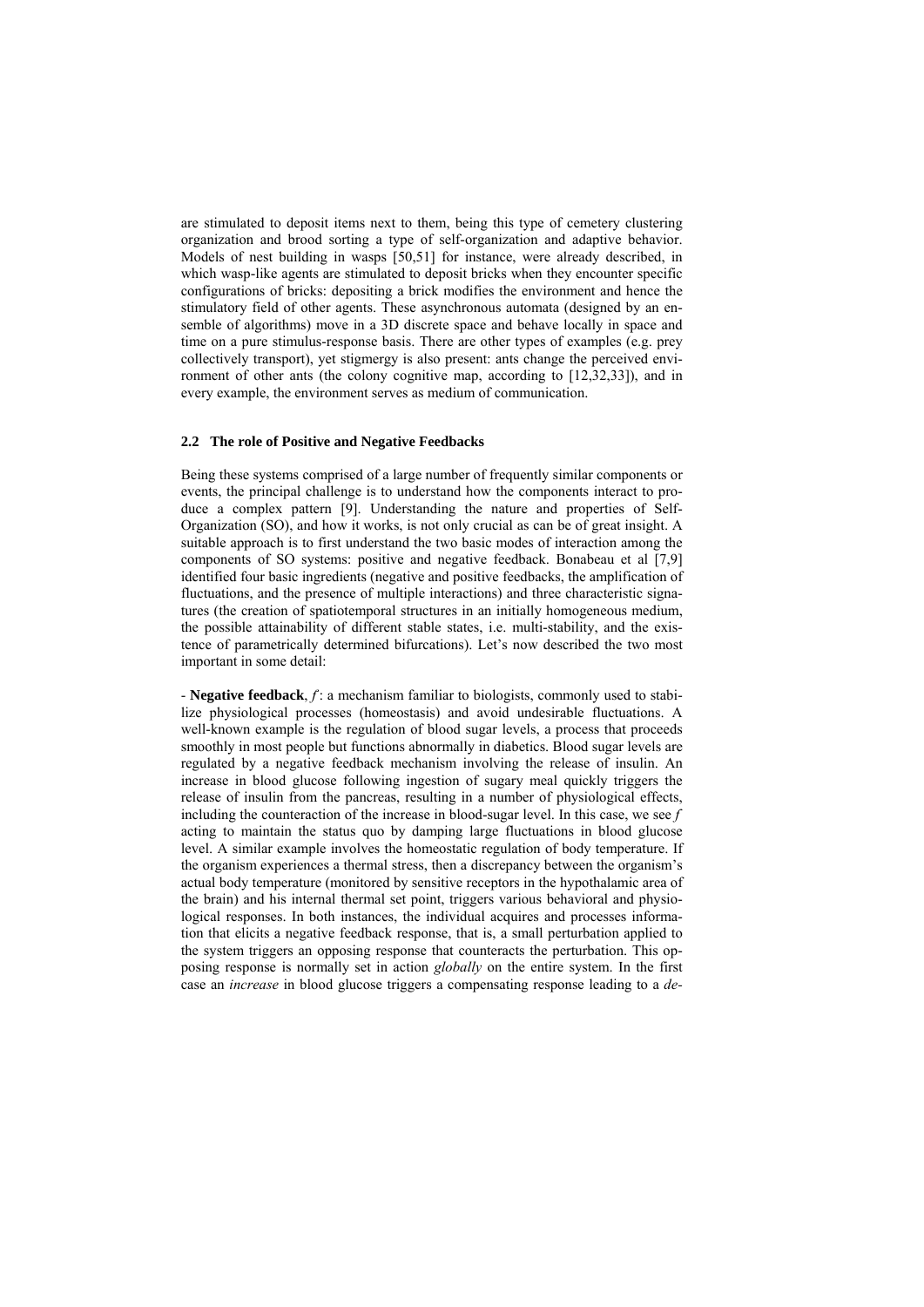are stimulated to deposit items next to them, being this type of cemetery clustering organization and brood sorting a type of self-organization and adaptive behavior. Models of nest building in wasps [50,51] for instance, were already described, in which wasp-like agents are stimulated to deposit bricks when they encounter specific configurations of bricks: depositing a brick modifies the environment and hence the stimulatory field of other agents. These asynchronous automata (designed by an ensemble of algorithms) move in a 3D discrete space and behave locally in space and time on a pure stimulus-response basis. There are other types of examples (e.g. prey collectively transport), yet stigmergy is also present: ants change the perceived environment of other ants (the colony cognitive map, according to [12,32,33]), and in every example, the environment serves as medium of communication.

### 2.2 The role of Positive and Negative Feedbacks

Being these systems comprised of a large number of frequently similar components or events, the principal challenge is to understand how the components interact to produce a complex pattern [9]. Understanding the nature and properties of Self-Organization (SO), and how it works, is not only crucial as can be of great insight. A suitable approach is to first understand the two basic modes of interaction among the components of SO systems: positive and negative feedback. Bonabeau et al [7,9] identified four basic ingredients (negative and positive feedbacks, the amplification of fluctuations, and the presence of multiple interactions) and three characteristic signatures (the creation of spatiotemporal structures in an initially homogeneous medium, the possible attainability of different stable states, i.e. multi-stability, and the existence of parametrically determined bifurcations). Let's now described the two most important in some detail:

- **Negative feedback**, *f*: a mechanism familiar to biologists, commonly used to stabilize physiological processes (homeostasis) and avoid undesirable fluctuations. A well-known example is the regulation of blood sugar levels, a process that proceeds smoothly in most people but functions abnormally in diabetics. Blood sugar levels are regulated by a negative feedback mechanism involving the release of insulin. An increase in blood glucose following ingestion of sugary meal quickly triggers the release of insulin from the pancreas, resulting in a number of physiological effects, including the counteraction of the increase in blood-sugar level. In this case, we see *f* acting to maintain the status quo by damping large fluctuations in blood glucose level. A similar example involves the homeostatic regulation of body temperature. If the organism experiences a thermal stress, then a discrepancy between the organism's actual body temperature (monitored by sensitive receptors in the hypothalamic area of the brain) and his internal thermal set point, triggers various behavioral and physiological responses. In both instances, the individual acquires and processes information that elicits a negative feedback response, that is, a small perturbation applied to the system triggers an opposing response that counteracts the perturbation. This opposing response is normally set in action *globally* on the entire system. In the first case an *increase* in blood glucose triggers a compensating response leading to a *de-*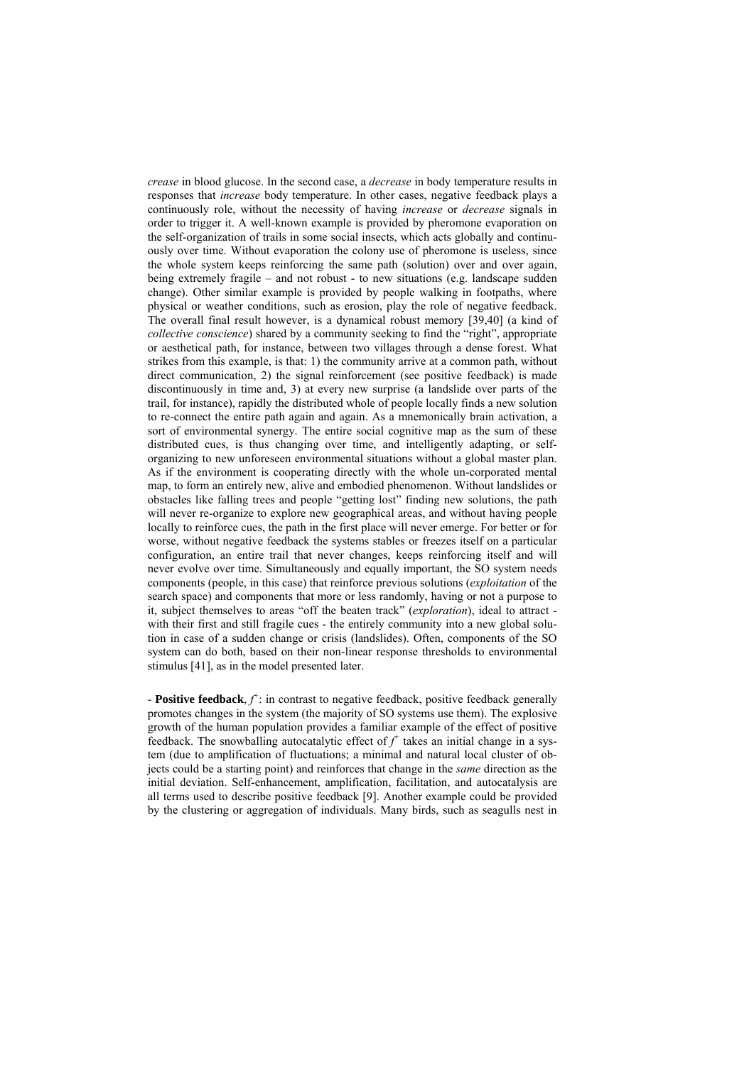*crease* in blood glucose. In the second case, a *decrease* in body temperature results in responses that *increase* body temperature. In other cases, negative feedback plays a continuously role, without the necessity of having *increase* or *decrease* signals in order to trigger it. A well-known example is provided by pheromone evaporation on the self-organization of trails in some social insects, which acts globally and continuously over time. Without evaporation the colony use of pheromone is useless, since the whole system keeps reinforcing the same path (solution) over and over again, being extremely fragile – and not robust - to new situations (e.g. landscape sudden change). Other similar example is provided by people walking in footpaths, where physical or weather conditions, such as erosion, play the role of negative feedback. The overall final result however, is a dynamical robust memory [39,40] (a kind of *collective conscience*) shared by a community seeking to find the "right", appropriate or aesthetical path, for instance, between two villages through a dense forest. What strikes from this example, is that: 1) the community arrive at a common path, without direct communication, 2) the signal reinforcement (see positive feedback) is made discontinuously in time and, 3) at every new surprise (a landslide over parts of the trail, for instance), rapidly the distributed whole of people locally finds a new solution to re-connect the entire path again and again. As a mnemonically brain activation, a sort of environmental synergy. The entire social cognitive map as the sum of these distributed cues, is thus changing over time, and intelligently adapting, or self-organizing to new unforeseen environmental situations without a global master plan. As if the environment is cooperating directly with the whole un-corporated mental map, to form an entirely new, alive and embodied phenomenon. Without landslides or obstacles like falling trees and people "getting lost" finding new solutions, the path will never re-organize to explore new geographical areas, and without having people locally to reinforce cues, the path in the first place will never emerge. For better or for worse, without negative feedback the systems stables or freezes itself on a particular configuration, an entire trail that never changes, keeps reinforcing itself and will never evolve over time. Simultaneously and equally important, the SO system needs components (people, in this case) that reinforce previous solutions (*exploitation* of the search space) and components that more or less randomly, having or not a purpose to it, subject themselves to areas "off the beaten track" (*exploration*), ideal to attract - with their first and still fragile cues - the entirely community into a new global solution in case of a sudden change or crisis (landslides). Often, components of the SO system can do both, based on their non-linear response thresholds to environmental stimulus [41], as in the model presented later.

- **Positive feedback**, $f^+$: in contrast to negative feedback, positive feedback generally promotes changes in the system (the majority of SO systems use them). The explosive growth of the human population provides a familiar example of the effect of positive feedback. The snowballing autocatalytic effect of $f^+$ takes an initial change in a system (due to amplification of fluctuations; a minimal and natural local cluster of objects could be a starting point) and reinforces that change in the *same* direction as the initial deviation. Self-enhancement, amplification, facilitation, and autocatalysis are all terms used to describe positive feedback [9]. Another example could be provided by the clustering or aggregation of individuals. Many birds, such as seagulls nest in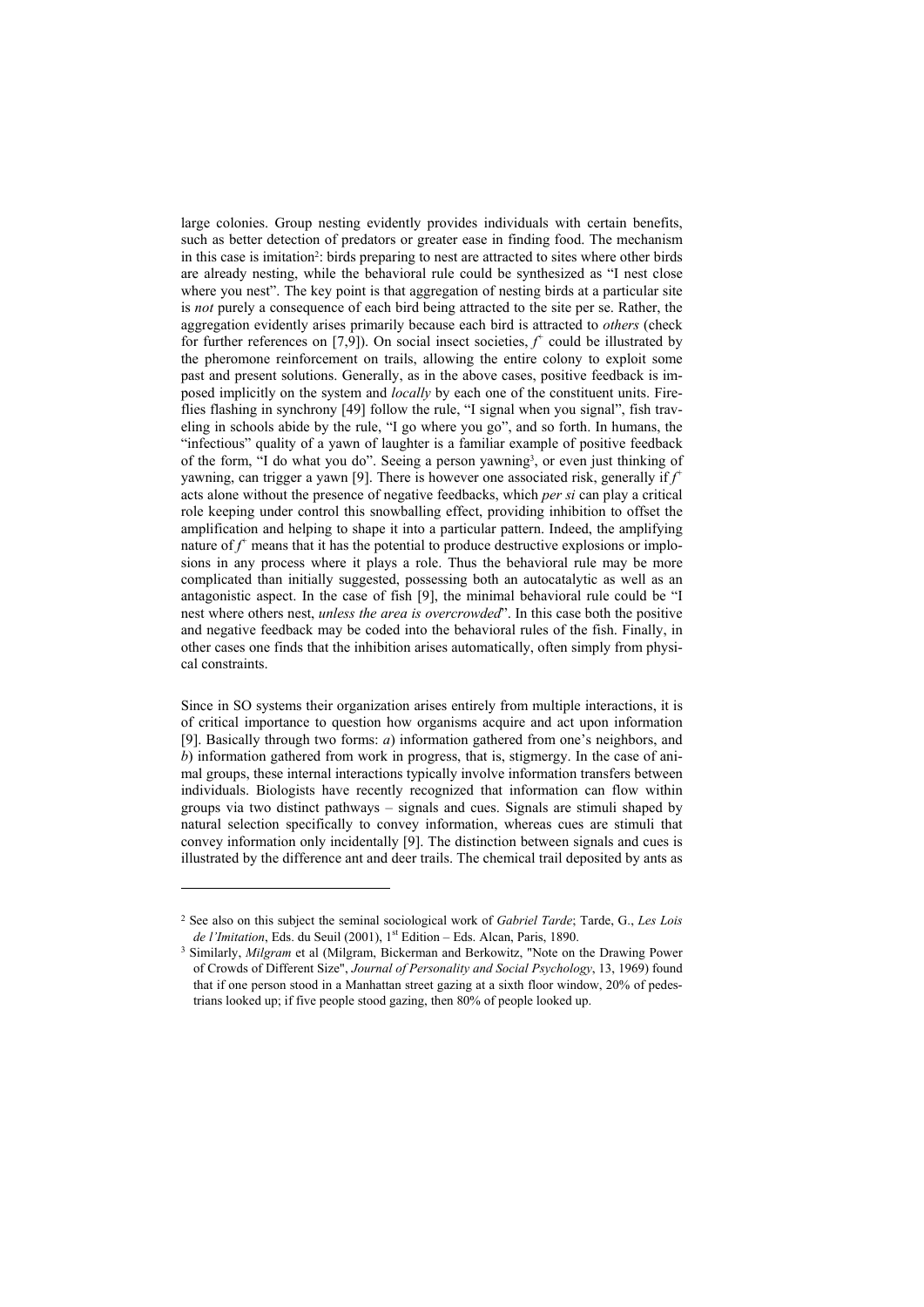large colonies. Group nesting evidently provides individuals with certain benefits, such as better detection of predators or greater ease in finding food. The mechanism in this case is imitation[2]: birds preparing to nest are attracted to sites where other birds are already nesting, while the behavioral rule could be synthesized as "I nest close where you nest". The key point is that aggregation of nesting birds at a particular site is *not* purely a consequence of each bird being attracted to the site per se. Rather, the aggregation evidently arises primarily because each bird is attracted to *others* (check for further references on [7,9]). On social insect societies, $f^+$ could be illustrated by the pheromone reinforcement on trails, allowing the entire colony to exploit some past and present solutions. Generally, as in the above cases, positive feedback is imposed implicitly on the system and *locally* by each one of the constituent units. Fireflies flashing in synchrony [49] follow the rule, "I signal when you signal", fish traveling in schools abide by the rule, "I go where you go", and so forth. In humans, the "infectious" quality of a yawn of laughter is a familiar example of positive feedback of the form, "I do what you do". Seeing a person yawning[3], or even just thinking of yawning, can trigger a yawn [9]. There is however one associated risk, generally if $f^+$ acts alone without the presence of negative feedbacks, which *per si* can play a critical role keeping under control this snowballing effect, providing inhibition to offset the amplification and helping to shape it into a particular pattern. Indeed, the amplifying nature of $f^+$ means that it has the potential to produce destructive explosions or implosions in any process where it plays a role. Thus the behavioral rule may be more complicated than initially suggested, possessing both an autocatalytic as well as an antagonistic aspect. In the case of fish [9], the minimal behavioral rule could be "I nest where others nest, *unless the area is overcrowded*". In this case both the positive and negative feedback may be coded into the behavioral rules of the fish. Finally, in other cases one finds that the inhibition arises automatically, often simply from physical constraints.

Since in SO systems their organization arises entirely from multiple interactions, it is of critical importance to question how organisms acquire and act upon information [9]. Basically through two forms: *a*) information gathered from one's neighbors, and *b*) information gathered from work in progress, that is, stigmergy. In the case of animal groups, these internal interactions typically involve information transfers between individuals. Biologists have recently recognized that information can flow within groups via two distinct pathways – signals and cues. Signals are stimuli shaped by natural selection specifically to convey information, whereas cues are stimuli that convey information only incidentally [9]. The distinction between signals and cues is illustrated by the difference ant and deer trails. The chemical trail deposited by ants as

---

[2] See also on this subject the seminal sociological work of *Gabriel Tarde*; Tarde, G., *Les Lois de l'Imitation*, Eds. du Seuil (2001), 1st Edition – Eds. Alcan, Paris, 1890.

[3] Similarly, *Milgram* et al (Milgram, Bickerman and Berkowitz, "Note on the Drawing Power of Crowds of Different Size", *Journal of Personality and Social Psychology*, 13, 1969) found that if one person stood in a Manhattan street gazing at a sixth floor window, 20% of pedestrians looked up; if five people stood gazing, then 80% of people looked up.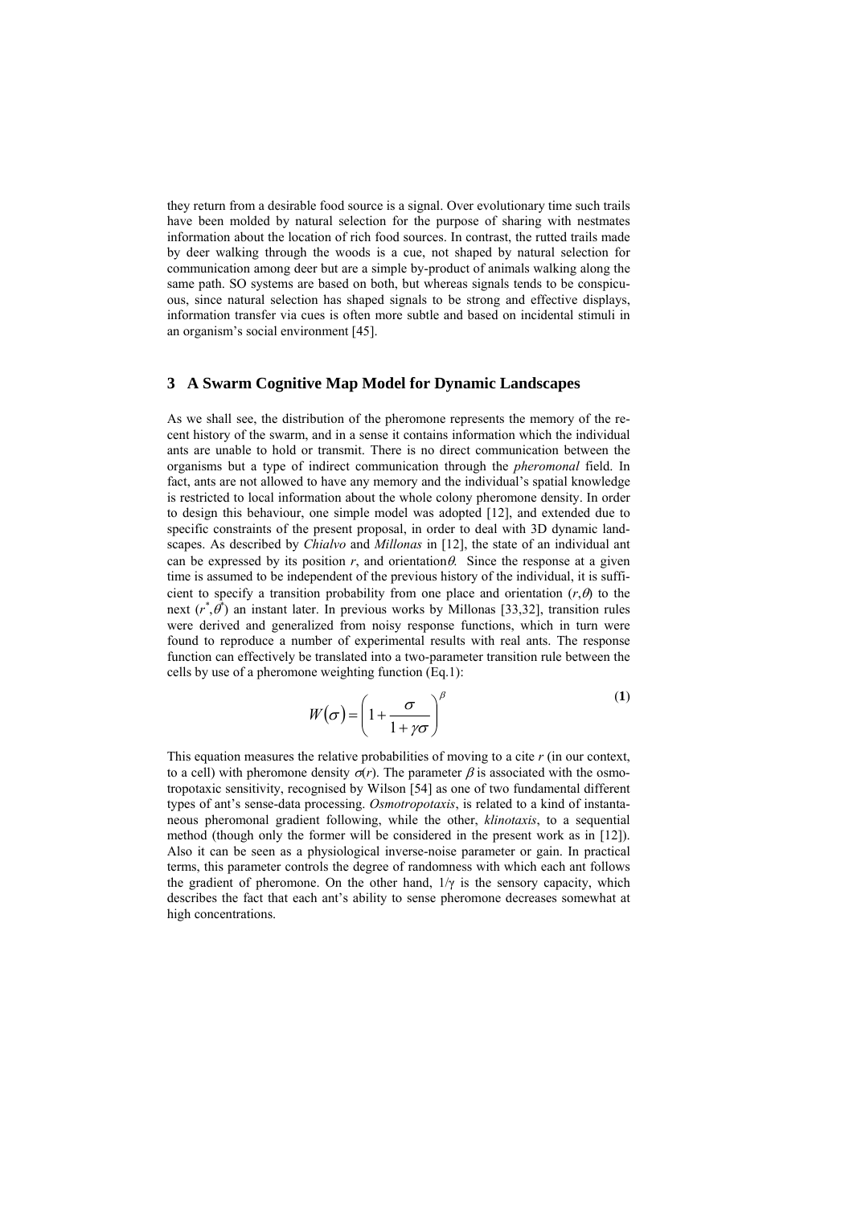they return from a desirable food source is a signal. Over evolutionary time such trails have been molded by natural selection for the purpose of sharing with nestmates information about the location of rich food sources. In contrast, the rutted trails made by deer walking through the woods is a cue, not shaped by natural selection for communication among deer but are a simple by-product of animals walking along the same path. SO systems are based on both, but whereas signals tends to be conspicuous, since natural selection has shaped signals to be strong and effective displays, information transfer via cues is often more subtle and based on incidental stimuli in an organism's social environment [45].

## 3 A Swarm Cognitive Map Model for Dynamic Landscapes

As we shall see, the distribution of the pheromone represents the memory of the recent history of the swarm, and in a sense it contains information which the individual ants are unable to hold or transmit. There is no direct communication between the organisms but a type of indirect communication through the *pheromonal* field. In fact, ants are not allowed to have any memory and the individual's spatial knowledge is restricted to local information about the whole colony pheromone density. In order to design this behaviour, one simple model was adopted [12], and extended due to specific constraints of the present proposal, in order to deal with 3D dynamic landscapes. As described by *Chialvo* and *Millonas* in [12], the state of an individual ant can be expressed by its position $r$, and orientation $\theta$. Since the response at a given time is assumed to be independent of the previous history of the individual, it is sufficient to specify a transition probability from one place and orientation $(r,\theta)$ to the next $(r^*,\theta^*)$ an instant later. In previous works by Millonas [33,32], transition rules were derived and generalized from noisy response functions, which in turn were found to reproduce a number of experimental results with real ants. The response function can effectively be translated into a two-parameter transition rule between the cells by use of a pheromone weighting function (Eq.1):

$$W(\sigma) = \left(1 + \frac{\sigma}{1 + \gamma\sigma}\right)^{\beta} \tag{1}$$

This equation measures the relative probabilities of moving to a cite $r$ (in our context, to a cell) with pheromone density $\sigma(r)$. The parameter $\beta$ is associated with the osmotropotaxic sensitivity, recognised by Wilson [54] as one of two fundamental different types of ant's sense-data processing. *Osmotropotaxis*, is related to a kind of instantaneous pheromonal gradient following, while the other, *klinotaxis*, to a sequential method (though only the former will be considered in the present work as in [12]). Also it can be seen as a physiological inverse-noise parameter or gain. In practical terms, this parameter controls the degree of randomness with which each ant follows the gradient of pheromone. On the other hand, $1/\gamma$ is the sensory capacity, which describes the fact that each ant's ability to sense pheromone decreases somewhat at high concentrations.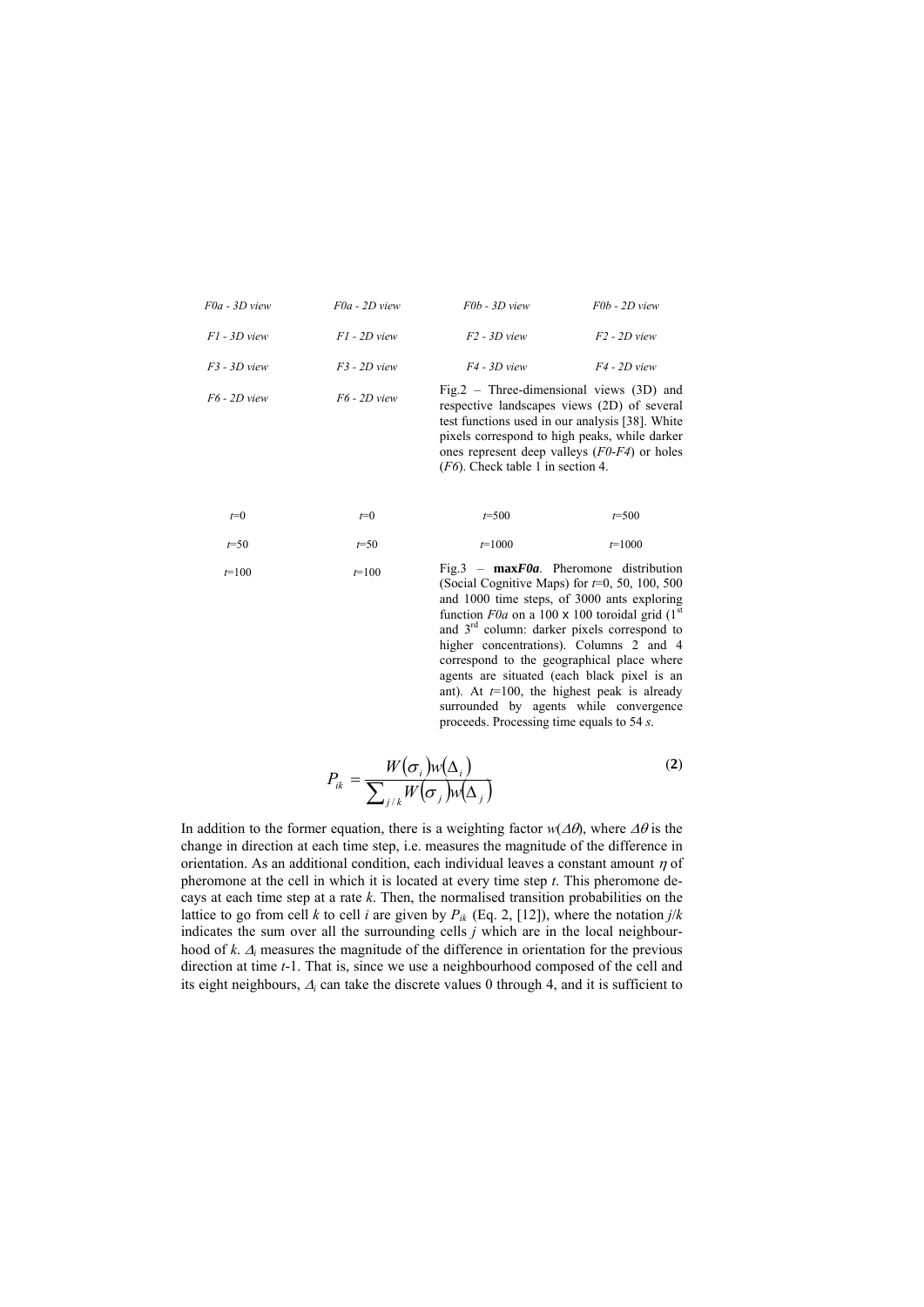*F0a - 3D view* *F0a - 2D view* *F0b - 3D view* *F0b - 2D view*

*F1 - 3D view* *F1 - 2D view* *F2 - 3D view* *F2 - 2D view*

*F3 - 3D view* *F3 - 2D view* *F4 - 3D view* *F4 - 2D view*

*F6 - 2D view* *F6 - 2D view*

Fig.2 – Three-dimensional views (3D) and respective landscapes views (2D) of several test functions used in our analysis [38]. White pixels correspond to high peaks, while darker ones represent deep valleys (*F0-F4*) or holes (*F6*). Check table 1 in section 4.

$t$=0 $t$=0 $t$=500 $t$=500

$t$=50 $t$=50 $t$=1000 $t$=1000

$t$=100 $t$=100

Fig.3 – **max*F0a***. Pheromone distribution (Social Cognitive Maps) for $t$=0, 50, 100, 500 and 1000 time steps, of 3000 ants exploring function *F0a* on a 100 x 100 toroidal grid (1st and 3rd column: darker pixels correspond to higher concentrations). Columns 2 and 4 correspond to the geographical place where agents are situated (each black pixel is an ant). At $t$=100, the highest peak is already surrounded by agents while convergence proceeds. Processing time equals to 54 *s*.

$$P_{ik} = \frac{W(\sigma_i)w(\Delta_i)}{\sum_{j/k} W(\sigma_j)w(\Delta_j)} \qquad \textbf{(2)}$$

In addition to the former equation, there is a weighting factor $w(\Delta\theta)$, where $\Delta\theta$ is the change in direction at each time step, i.e. measures the magnitude of the difference in orientation. As an additional condition, each individual leaves a constant amount $\eta$ of pheromone at the cell in which it is located at every time step $t$. This pheromone decays at each time step at a rate $k$. Then, the normalised transition probabilities on the lattice to go from cell $k$ to cell $i$ are given by $P_{ik}$ (Eq. 2, [12]), where the notation $j/k$ indicates the sum over all the surrounding cells $j$ which are in the local neighbourhood of $k$. $\Delta_i$ measures the magnitude of the difference in orientation for the previous direction at time $t$-1. That is, since we use a neighbourhood composed of the cell and its eight neighbours, $\Delta_i$ can take the discrete values 0 through 4, and it is sufficient to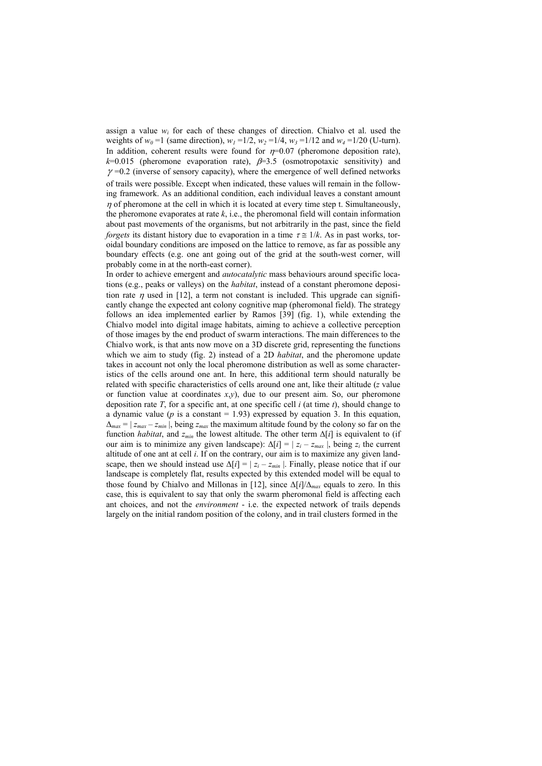assign a value $w_i$ for each of these changes of direction. Chialvo et al. used the weights of $w_0=1$ (same direction), $w_1=1/2$, $w_2=1/4$, $w_3=1/12$ and $w_4=1/20$ (U-turn). In addition, coherent results were found for $\eta$=0.07 (pheromone deposition rate), $k$=0.015 (pheromone evaporation rate), $\beta$=3.5 (osmotropotaxic sensitivity) and $\gamma$=0.2 (inverse of sensory capacity), where the emergence of well defined networks of trails were possible. Except when indicated, these values will remain in the following framework. As an additional condition, each individual leaves a constant amount $\eta$ of pheromone at the cell in which it is located at every time step t. Simultaneously, the pheromone evaporates at rate $k$, i.e., the pheromonal field will contain information about past movements of the organisms, but not arbitrarily in the past, since the field *forgets* its distant history due to evaporation in a time $\tau \cong 1/k$. As in past works, toroidal boundary conditions are imposed on the lattice to remove, as far as possible any boundary effects (e.g. one ant going out of the grid at the south-west corner, will probably come in at the north-east corner).

In order to achieve emergent and *autocatalytic* mass behaviours around specific locations (e.g., peaks or valleys) on the *habitat*, instead of a constant pheromone deposition rate $\eta$ used in [12], a term not constant is included. This upgrade can significantly change the expected ant colony cognitive map (pheromonal field). The strategy follows an idea implemented earlier by Ramos [39] (fig. 1), while extending the Chialvo model into digital image habitats, aiming to achieve a collective perception of those images by the end product of swarm interactions. The main differences to the Chialvo work, is that ants now move on a 3D discrete grid, representing the functions which we aim to study (fig. 2) instead of a 2D *habitat*, and the pheromone update takes in account not only the local pheromone distribution as well as some characteristics of the cells around one ant. In here, this additional term should naturally be related with specific characteristics of cells around one ant, like their altitude ($z$ value or function value at coordinates $x,y$), due to our present aim. So, our pheromone deposition rate $T$, for a specific ant, at one specific cell $i$ (at time $t$), should change to a dynamic value ($p$ is a constant = 1.93) expressed by equation 3. In this equation, $\Delta_{max} = | z_{max} - z_{min} |$, being $z_{max}$ the maximum altitude found by the colony so far on the function *habitat*, and $z_{min}$ the lowest altitude. The other term $\Delta[i]$ is equivalent to (if our aim is to minimize any given landscape): $\Delta[i] = | z_i - z_{max} |$, being $z_i$ the current altitude of one ant at cell $i$. If on the contrary, our aim is to maximize any given landscape, then we should instead use $\Delta[i] = | z_i - z_{min} |$. Finally, please notice that if our landscape is completely flat, results expected by this extended model will be equal to those found by Chialvo and Millonas in [12], since $\Delta[i]/\Delta_{max}$ equals to zero. In this case, this is equivalent to say that only the swarm pheromonal field is affecting each ant choices, and not the *environment* - i.e. the expected network of trails depends largely on the initial random position of the colony, and in trail clusters formed in the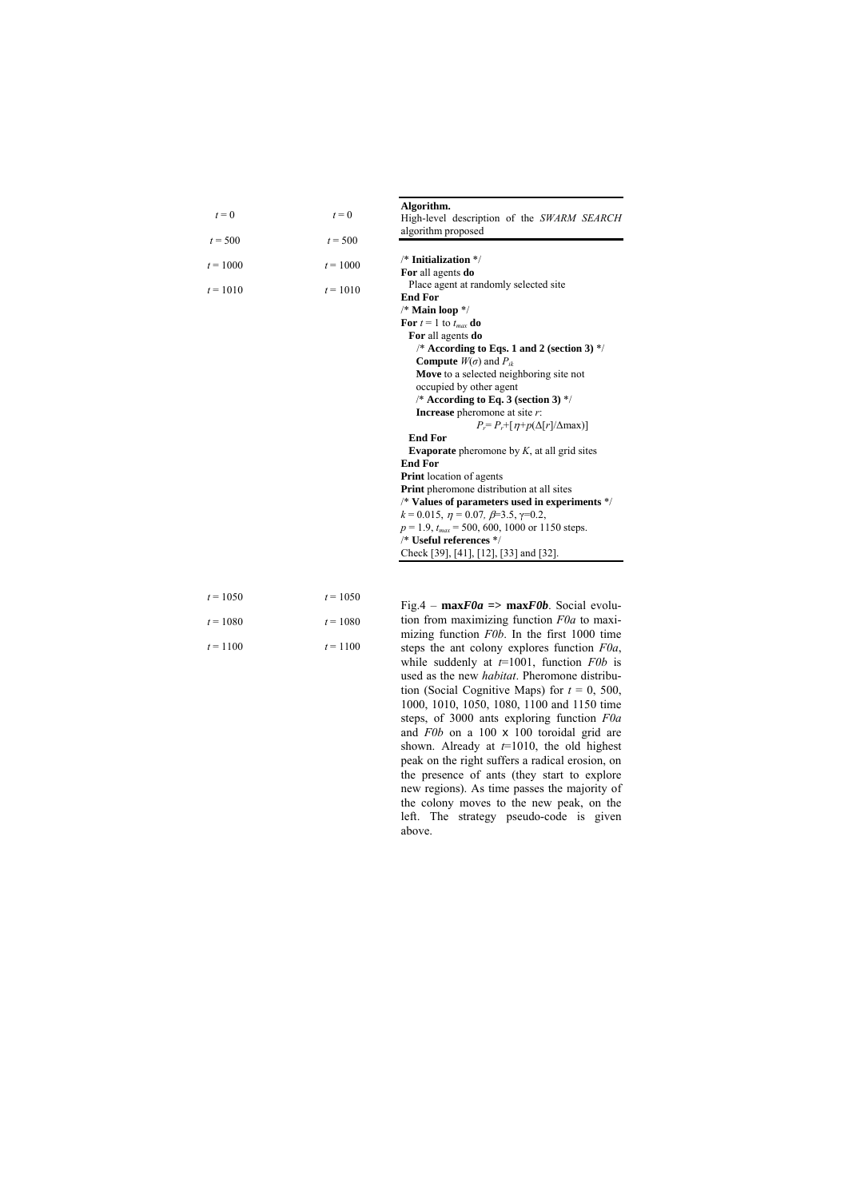$t = 0$ $t = 0$

$t = 500$ $t = 500$

$t = 1000$ $t = 1000$

$t = 1010$ $t = 1010$

**Algorithm.**
High-level description of the *SWARM SEARCH* algorithm proposed

```
/* Initialization */
For all agents do
  Place agent at randomly selected site
End For
/* Main loop */
For t = 1 to t_max do
  For all agents do
    /* According to Eqs. 1 and 2 (section 3) */
    Compute W(σ) and P_ik
    Move to a selected neighboring site not
    occupied by other agent
    /* According to Eq. 3 (section 3) */
    Increase pheromone at site r:
          P_r = P_r + [η + p(Δ[r]/Δmax)]
  End For
  Evaporate pheromone by K, at all grid sites
End For
Print location of agents
Print pheromone distribution at all sites
/* Values of parameters used in experiments */
k = 0.015, η = 0.07, β=3.5, γ=0.2,
p = 1.9, t_max = 500, 600, 1000 or 1150 steps.
/* Useful references */
Check [39], [41], [12], [33] and [32].
```

$t = 1050$ $t = 1050$

$t = 1080$ $t = 1080$

$t = 1100$ $t = 1100$

Fig.4 – **max*F0a* => max*F0b***. Social evolution from maximizing function *F0a* to maximizing function *F0b*. In the first 1000 time steps the ant colony explores function *F0a*, while suddenly at $t$=1001, function *F0b* is used as the new *habitat*. Pheromone distribution (Social Cognitive Maps) for $t$ = 0, 500, 1000, 1010, 1050, 1080, 1100 and 1150 time steps, of 3000 ants exploring function *F0a* and *F0b* on a 100 x 100 toroidal grid are shown. Already at $t$=1010, the old highest peak on the right suffers a radical erosion, on the presence of ants (they start to explore new regions). As time passes the majority of the colony moves to the new peak, on the left. The strategy pseudo-code is given above.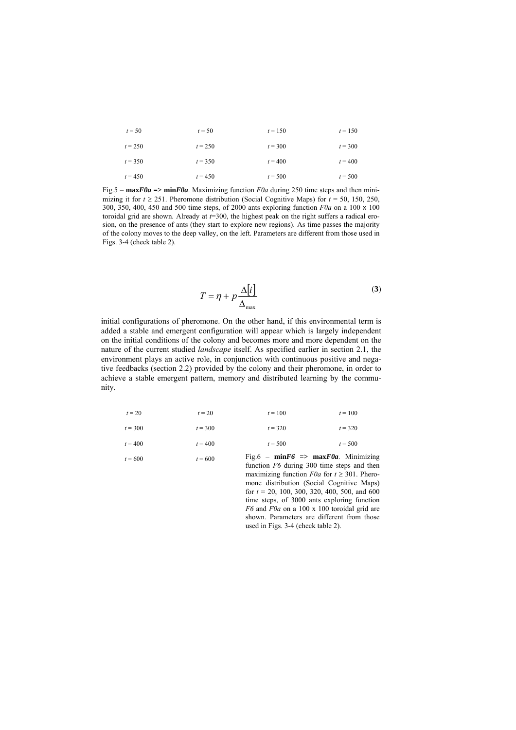$t = 50$ $t = 50$ $t = 150$ $t = 150$

$t = 250$ $t = 250$ $t = 300$ $t = 300$

$t = 350$ $t = 350$ $t = 400$ $t = 400$

$t = 450$ $t = 450$ $t = 500$ $t = 500$

Fig.5 – **max*F0a* => min*F0a***. Maximizing function *F0a* during 250 time steps and then minimizing it for $t \geq 251$. Pheromone distribution (Social Cognitive Maps) for $t$ = 50, 150, 250, 300, 350, 400, 450 and 500 time steps, of 2000 ants exploring function *F0a* on a 100 x 100 toroidal grid are shown. Already at $t$=300, the highest peak on the right suffers a radical erosion, on the presence of ants (they start to explore new regions). As time passes the majority of the colony moves to the deep valley, on the left. Parameters are different from those used in Figs. 3-4 (check table 2).

$$T = \eta + p \frac{\Delta[i]}{\Delta_{\max}} \tag{3}$$

initial configurations of pheromone. On the other hand, if this environmental term is added a stable and emergent configuration will appear which is largely independent on the initial conditions of the colony and becomes more and more dependent on the nature of the current studied *landscape* itself. As specified earlier in section 2.1, the environment plays an active role, in conjunction with continuous positive and negative feedbacks (section 2.2) provided by the colony and their pheromone, in order to achieve a stable emergent pattern, memory and distributed learning by the community.

$t = 20$ $t = 20$ $t = 100$ $t = 100$

$t = 300$ $t = 300$ $t = 320$ $t = 320$

$t = 400$ $t = 400$ $t = 500$ $t = 500$

$t = 600$ $t = 600$

Fig.6 – **min*F6* => max*F0a***. Minimizing function *F6* during 300 time steps and then maximizing function *F0a* for $t \geq 301$. Pheromone distribution (Social Cognitive Maps) for $t$ = 20, 100, 300, 320, 400, 500, and 600 time steps, of 3000 ants exploring function *F6* and *F0a* on a 100 x 100 toroidal grid are shown. Parameters are different from those used in Figs. 3-4 (check table 2).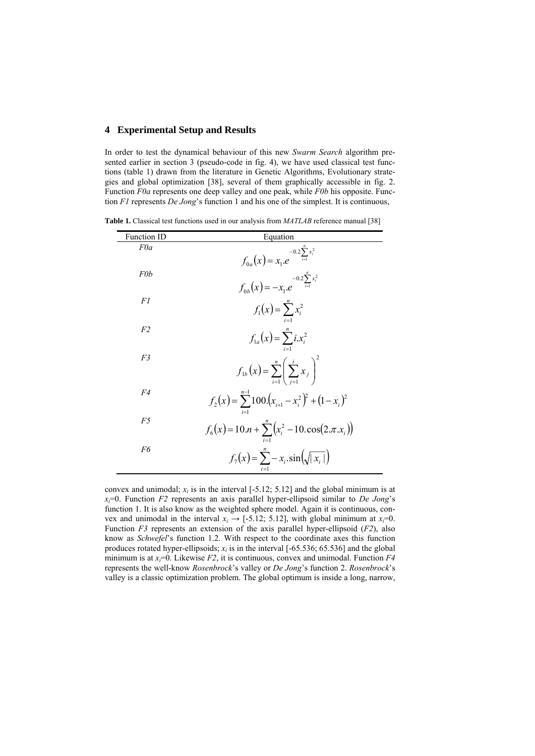## 4 Experimental Setup and Results

In order to test the dynamical behaviour of this new *Swarm Search* algorithm presented earlier in section 3 (pseudo-code in fig. 4), we have used classical test functions (table 1) drawn from the literature in Genetic Algorithms, Evolutionary strategies and global optimization [38], several of them graphically accessible in fig. 2. Function *F0a* represents one deep valley and one peak, while *F0b* his opposite. Function *F1* represents *De Jong*'s function 1 and his one of the simplest. It is continuous,

**Table 1.** Classical test functions used in our analysis from *MATLAB* reference manual [38]

| Function ID | Equation |
|---|---|
| *F0a* | $f_{0a}(x) = x_1.e^{-0.2\sum_{i=1}^{n} x_i^2}$ |
| *F0b* | $f_{0b}(x) = -x_1.e^{-0.2\sum_{i=1}^{n} x_i^2}$ |
| *F1* | $f_1(x) = \sum_{i=1}^{n} x_i^2$ |
| *F2* | $f_{1a}(x) = \sum_{i=1}^{n} i.x_i^2$ |
| *F3* | $f_{1b}(x) = \sum_{i=1}^{n} \left( \sum_{j=1}^{i} x_j \right)^2$ |
| *F4* | $f_2(x) = \sum_{i=1}^{n-1} 100.(x_{i+1} - x_i^2)^2 + (1 - x_i)^2$ |
| *F5* | $f_6(x) = 10.n + \sum_{i=1}^{n} (x_i^2 - 10.\cos(2.\pi.x_i))$ |
| *F6* | $f_7(x) = \sum_{i=1}^{n} -x_i.\sin(\sqrt{\|x_i\|})$ |

convex and unimodal; $x_i$ is in the interval [-5.12; 5.12] and the global minimum is at $x_i$=0. Function *F2* represents an axis parallel hyper-ellipsoid similar to *De Jong*'s function 1. It is also know as the weighted sphere model. Again it is continuous, convex and unimodal in the interval $x_i \rightarrow$ [-5.12; 5.12], with global minimum at $x_i$=0. Function *F3* represents an extension of the axis parallel hyper-ellipsoid (*F2*), also know as *Schwefel*'s function 1.2. With respect to the coordinate axes this function produces rotated hyper-ellipsoids; $x_i$ is in the interval [-65.536; 65.536] and the global minimum is at $x_i$=0. Likewise *F2*, it is continuous, convex and unimodal. Function *F4* represents the well-know *Rosenbrock*'s valley or *De Jong*'s function 2. *Rosenbrock*'s valley is a classic optimization problem. The global optimum is inside a long, narrow,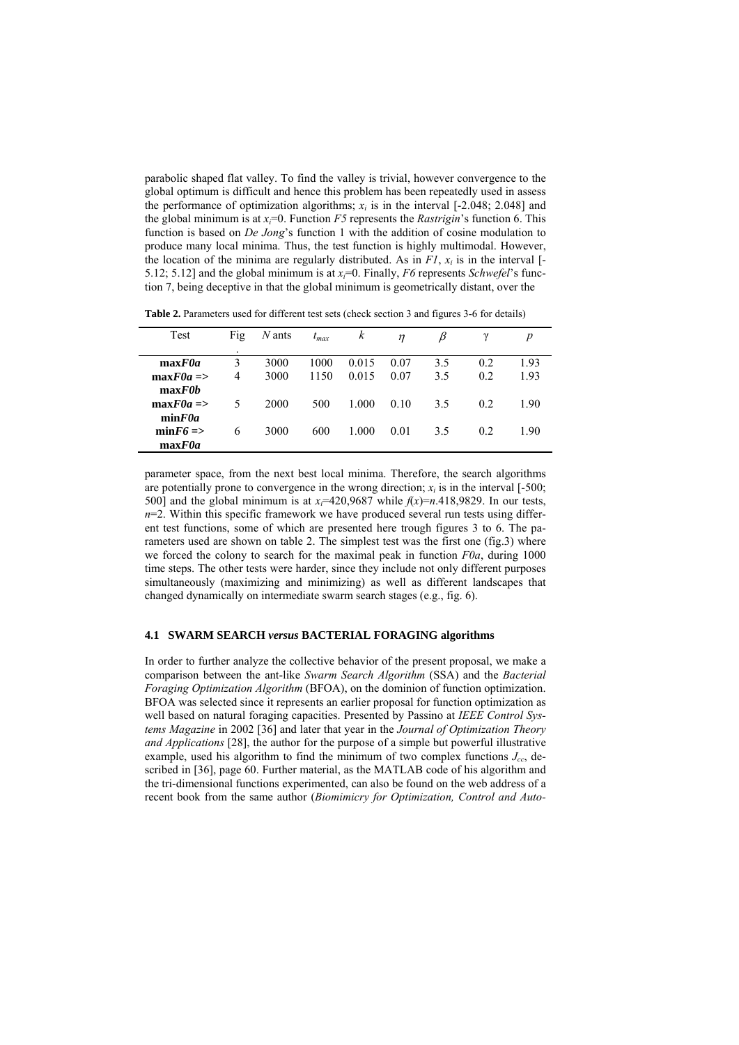parabolic shaped flat valley. To find the valley is trivial, however convergence to the global optimum is difficult and hence this problem has been repeatedly used in assess the performance of optimization algorithms; $x_i$ is in the interval [-2.048; 2.048] and the global minimum is at $x_i$=0. Function *F5* represents the *Rastrigin*'s function 6. This function is based on *De Jong*'s function 1 with the addition of cosine modulation to produce many local minima. Thus, the test function is highly multimodal. However, the location of the minima are regularly distributed. As in *F1*, $x_i$ is in the interval [-5.12; 5.12] and the global minimum is at $x_i$=0. Finally, *F6* represents *Schwefel*'s function 7, being deceptive in that the global minimum is geometrically distant, over the

**Table 2.** Parameters used for different test sets (check section 3 and figures 3-6 for details)

| Test | Fig. | $N$ ants | $t_{max}$ | $k$ | $\eta$ | $\beta$ | $\gamma$ | $p$ |
|---|---|---|---|---|---|---|---|---|
| **max*F0a*** | 3 | 3000 | 1000 | 0.015 | 0.07 | 3.5 | 0.2 | 1.93 |
| **max*F0a* => max*F0b*** | 4 | 3000 | 1150 | 0.015 | 0.07 | 3.5 | 0.2 | 1.93 |
| **max*F0a* => min*F0a*** | 5 | 2000 | 500 | 1.000 | 0.10 | 3.5 | 0.2 | 1.90 |
| **min*F6* => max*F0a*** | 6 | 3000 | 600 | 1.000 | 0.01 | 3.5 | 0.2 | 1.90 |

parameter space, from the next best local minima. Therefore, the search algorithms are potentially prone to convergence in the wrong direction; $x_i$ is in the interval [-500; 500] and the global minimum is at $x_i$=420,9687 while $f(x)=n.418,9829$. In our tests, $n$=2. Within this specific framework we have produced several run tests using different test functions, some of which are presented here trough figures 3 to 6. The parameters used are shown on table 2. The simplest test was the first one (fig.3) where we forced the colony to search for the maximal peak in function *F0a*, during 1000 time steps. The other tests were harder, since they include not only different purposes simultaneously (maximizing and minimizing) as well as different landscapes that changed dynamically on intermediate swarm search stages (e.g., fig. 6).

### 4.1 SWARM SEARCH *versus* BACTERIAL FORAGING algorithms

In order to further analyze the collective behavior of the present proposal, we make a comparison between the ant-like *Swarm Search Algorithm* (SSA) and the *Bacterial Foraging Optimization Algorithm* (BFOA), on the dominion of function optimization. BFOA was selected since it represents an earlier proposal for function optimization as well based on natural foraging capacities. Presented by Passino at *IEEE Control Systems Magazine* in 2002 [36] and later that year in the *Journal of Optimization Theory and Applications* [28], the author for the purpose of a simple but powerful illustrative example, used his algorithm to find the minimum of two complex functions $J_{cc}$, described in [36], page 60. Further material, as the MATLAB code of his algorithm and the tri-dimensional functions experimented, can also be found on the web address of a recent book from the same author (*Biomimicry for Optimization, Control and Auto-*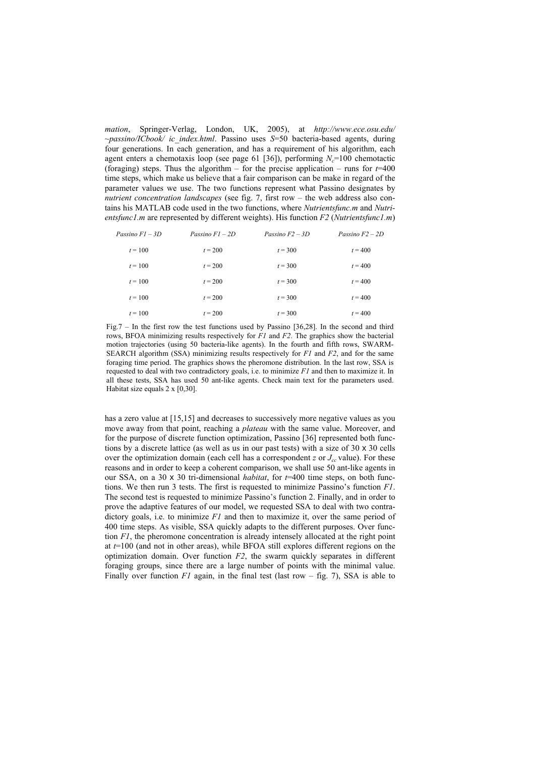*mation*, Springer-Verlag, London, UK, 2005), at *http://www.ece.osu.edu/ ~passino/ICbook/ ic_index.html*. Passino uses $S$=50 bacteria-based agents, during four generations. In each generation, and has a requirement of his algorithm, each agent enters a chemotaxis loop (see page 61 [36]), performing $N_c$=100 chemotactic (foraging) steps. Thus the algorithm – for the precise application – runs for $t$=400 time steps, which make us believe that a fair comparison can be make in regard of the parameter values we use. The two functions represent what Passino designates by *nutrient concentration landscapes* (see fig. 7, first row – the web address also contains his MATLAB code used in the two functions, where *Nutrientsfunc.m* and *Nutrientsfunc1.m* are represented by different weights). His function *F2* (*Nutrientsfunc1.m*)

| *Passino F1 – 3D* | *Passino F1 – 2D* | *Passino F2 – 3D* | *Passino F2 – 2D* |
|---|---|---|---|
| $t$ = 100 | $t$ = 200 | $t$ = 300 | $t$ = 400 |
| $t$ = 100 | $t$ = 200 | $t$ = 300 | $t$ = 400 |
| $t$ = 100 | $t$ = 200 | $t$ = 300 | $t$ = 400 |
| $t$ = 100 | $t$ = 200 | $t$ = 300 | $t$ = 400 |
| $t$ = 100 | $t$ = 200 | $t$ = 300 | $t$ = 400 |

Fig.7 – In the first row the test functions used by Passino [36,28]. In the second and third rows, BFOA minimizing results respectively for *F1* and *F2*. The graphics show the bacterial motion trajectories (using 50 bacteria-like agents). In the fourth and fifth rows, SWARM-SEARCH algorithm (SSA) minimizing results respectively for *F1* and *F2*, and for the same foraging time period. The graphics shows the pheromone distribution. In the last row, SSA is requested to deal with two contradictory goals, i.e. to minimize *F1* and then to maximize it. In all these tests, SSA has used 50 ant-like agents. Check main text for the parameters used. Habitat size equals 2 x [0,30].

has a zero value at [15,15] and decreases to successively more negative values as you move away from that point, reaching a *plateau* with the same value. Moreover, and for the purpose of discrete function optimization, Passino [36] represented both functions by a discrete lattice (as well as us in our past tests) with a size of 30 x 30 cells over the optimization domain (each cell has a correspondent $z$ or $J_{cc}$ value). For these reasons and in order to keep a coherent comparison, we shall use 50 ant-like agents in our SSA, on a 30 x 30 tri-dimensional *habitat*, for $t$=400 time steps, on both functions. We then run 3 tests. The first is requested to minimize Passino's function *F1*. The second test is requested to minimize Passino's function 2. Finally, and in order to prove the adaptive features of our model, we requested SSA to deal with two contradictory goals, i.e. to minimize *F1* and then to maximize it, over the same period of 400 time steps. As visible, SSA quickly adapts to the different purposes. Over function *F1*, the pheromone concentration is already intensely allocated at the right point at $t$=100 (and not in other areas), while BFOA still explores different regions on the optimization domain. Over function *F2*, the swarm quickly separates in different foraging groups, since there are a large number of points with the minimal value. Finally over function *F1* again, in the final test (last row – fig. 7), SSA is able to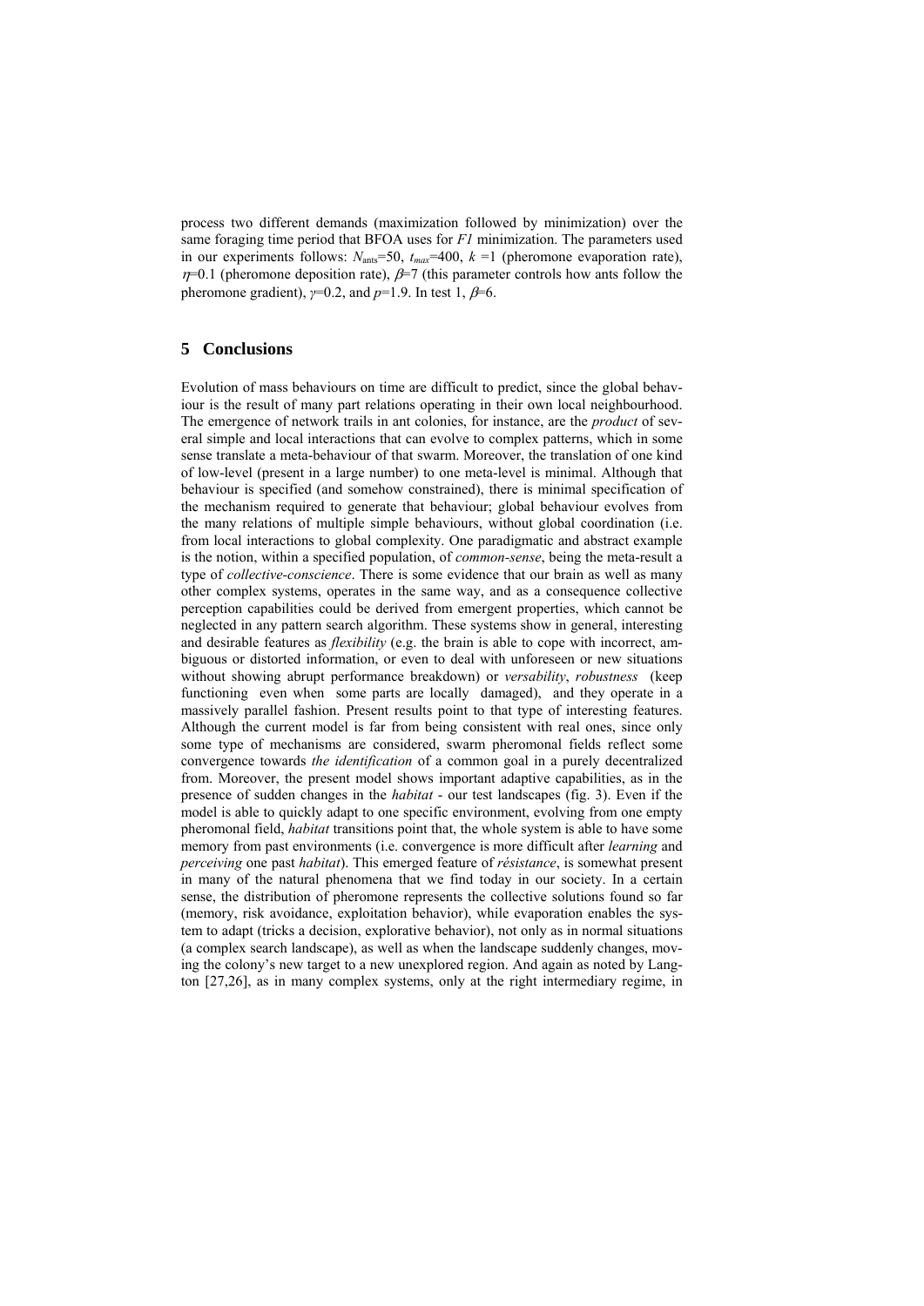process two different demands (maximization followed by minimization) over the same foraging time period that BFOA uses for *F1* minimization. The parameters used in our experiments follows: $N_{\text{ants}}$=50, $t_{max}$=400, $k$ =1 (pheromone evaporation rate), $\eta$=0.1 (pheromone deposition rate), $\beta$=7 (this parameter controls how ants follow the pheromone gradient), $\gamma$=0.2, and $p$=1.9. In test 1, $\beta$=6.

## 5 Conclusions

Evolution of mass behaviours on time are difficult to predict, since the global behaviour is the result of many part relations operating in their own local neighbourhood. The emergence of network trails in ant colonies, for instance, are the *product* of several simple and local interactions that can evolve to complex patterns, which in some sense translate a meta-behaviour of that swarm. Moreover, the translation of one kind of low-level (present in a large number) to one meta-level is minimal. Although that behaviour is specified (and somehow constrained), there is minimal specification of the mechanism required to generate that behaviour; global behaviour evolves from the many relations of multiple simple behaviours, without global coordination (i.e. from local interactions to global complexity. One paradigmatic and abstract example is the notion, within a specified population, of *common-sense*, being the meta-result a type of *collective-conscience*. There is some evidence that our brain as well as many other complex systems, operates in the same way, and as a consequence collective perception capabilities could be derived from emergent properties, which cannot be neglected in any pattern search algorithm. These systems show in general, interesting and desirable features as *flexibility* (e.g. the brain is able to cope with incorrect, ambiguous or distorted information, or even to deal with unforeseen or new situations without showing abrupt performance breakdown) or *versability*, *robustness* (keep functioning even when some parts are locally damaged), and they operate in a massively parallel fashion. Present results point to that type of interesting features. Although the current model is far from being consistent with real ones, since only some type of mechanisms are considered, swarm pheromonal fields reflect some convergence towards *the identification* of a common goal in a purely decentralized from. Moreover, the present model shows important adaptive capabilities, as in the presence of sudden changes in the *habitat* - our test landscapes (fig. 3). Even if the model is able to quickly adapt to one specific environment, evolving from one empty pheromonal field, *habitat* transitions point that, the whole system is able to have some memory from past environments (i.e. convergence is more difficult after *learning* and *perceiving* one past *habitat*). This emerged feature of *résistance*, is somewhat present in many of the natural phenomena that we find today in our society. In a certain sense, the distribution of pheromone represents the collective solutions found so far (memory, risk avoidance, exploitation behavior), while evaporation enables the system to adapt (tricks a decision, explorative behavior), not only as in normal situations (a complex search landscape), as well as when the landscape suddenly changes, moving the colony's new target to a new unexplored region. And again as noted by Langton [27,26], as in many complex systems, only at the right intermediary regime, in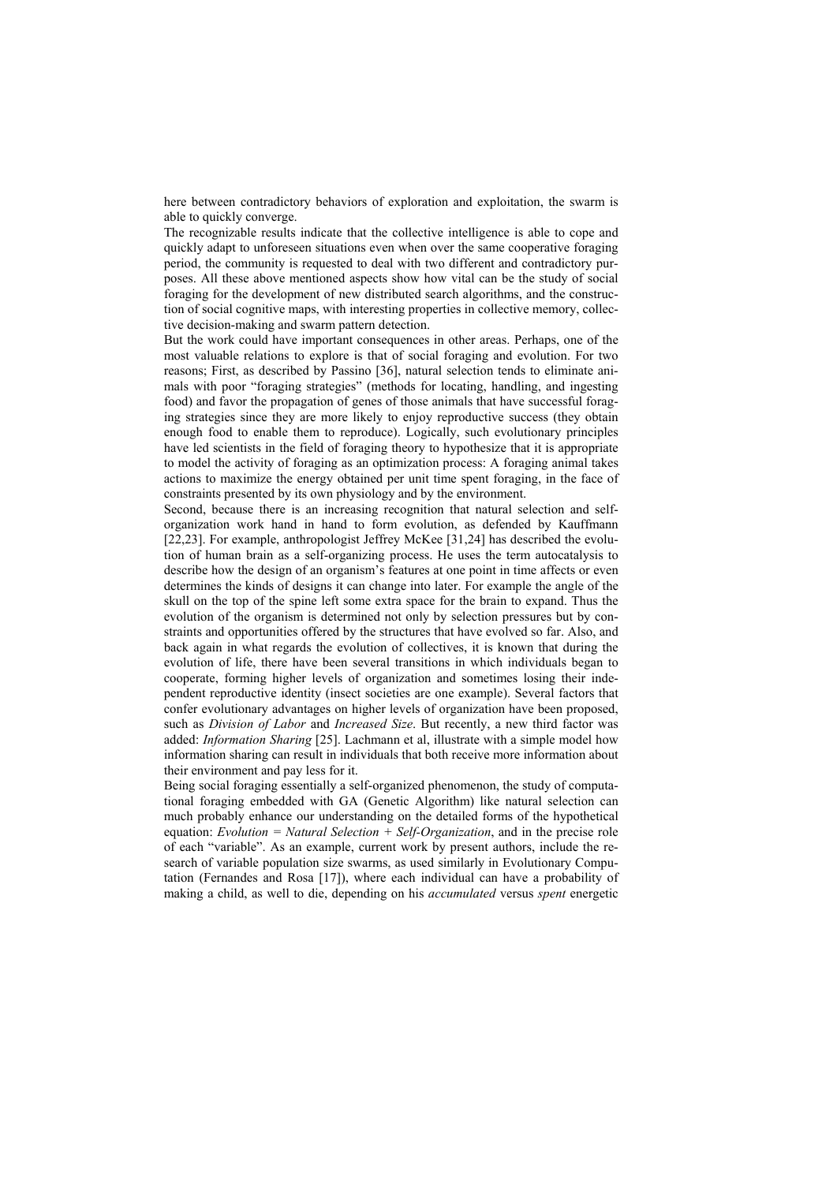here between contradictory behaviors of exploration and exploitation, the swarm is able to quickly converge.

The recognizable results indicate that the collective intelligence is able to cope and quickly adapt to unforeseen situations even when over the same cooperative foraging period, the community is requested to deal with two different and contradictory purposes. All these above mentioned aspects show how vital can be the study of social foraging for the development of new distributed search algorithms, and the construction of social cognitive maps, with interesting properties in collective memory, collective decision-making and swarm pattern detection.

But the work could have important consequences in other areas. Perhaps, one of the most valuable relations to explore is that of social foraging and evolution. For two reasons; First, as described by Passino [36], natural selection tends to eliminate animals with poor "foraging strategies" (methods for locating, handling, and ingesting food) and favor the propagation of genes of those animals that have successful foraging strategies since they are more likely to enjoy reproductive success (they obtain enough food to enable them to reproduce). Logically, such evolutionary principles have led scientists in the field of foraging theory to hypothesize that it is appropriate to model the activity of foraging as an optimization process: A foraging animal takes actions to maximize the energy obtained per unit time spent foraging, in the face of constraints presented by its own physiology and by the environment.

Second, because there is an increasing recognition that natural selection and self-organization work hand in hand to form evolution, as defended by Kauffmann [22,23]. For example, anthropologist Jeffrey McKee [31,24] has described the evolution of human brain as a self-organizing process. He uses the term autocatalysis to describe how the design of an organism's features at one point in time affects or even determines the kinds of designs it can change into later. For example the angle of the skull on the top of the spine left some extra space for the brain to expand. Thus the evolution of the organism is determined not only by selection pressures but by constraints and opportunities offered by the structures that have evolved so far. Also, and back again in what regards the evolution of collectives, it is known that during the evolution of life, there have been several transitions in which individuals began to cooperate, forming higher levels of organization and sometimes losing their independent reproductive identity (insect societies are one example). Several factors that confer evolutionary advantages on higher levels of organization have been proposed, such as *Division of Labor* and *Increased Size*. But recently, a new third factor was added: *Information Sharing* [25]. Lachmann et al, illustrate with a simple model how information sharing can result in individuals that both receive more information about their environment and pay less for it.

Being social foraging essentially a self-organized phenomenon, the study of computational foraging embedded with GA (Genetic Algorithm) like natural selection can much probably enhance our understanding on the detailed forms of the hypothetical equation: *Evolution = Natural Selection + Self-Organization*, and in the precise role of each "variable". As an example, current work by present authors, include the research of variable population size swarms, as used similarly in Evolutionary Computation (Fernandes and Rosa [17]), where each individual can have a probability of making a child, as well to die, depending on his *accumulated* versus *spent* energetic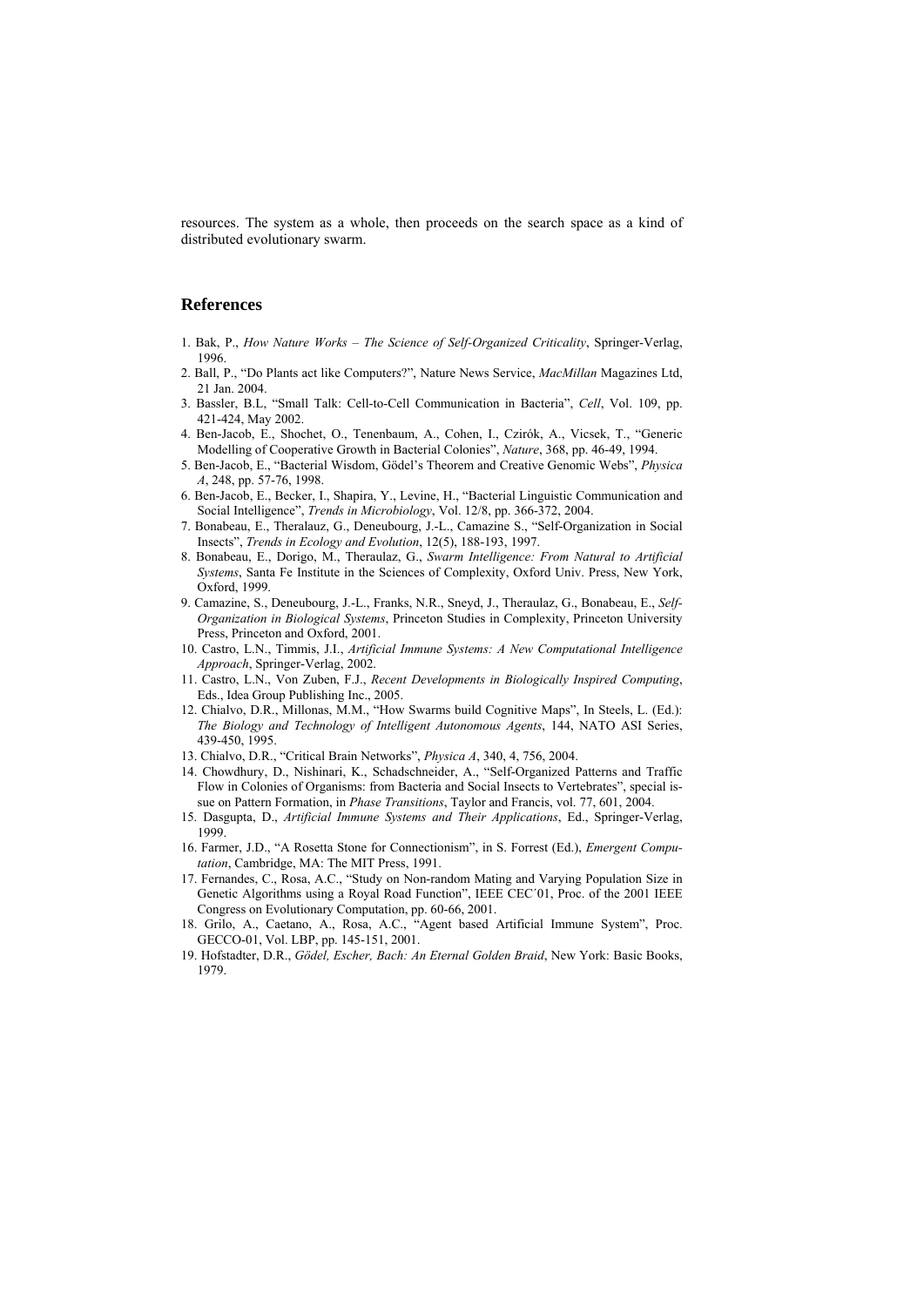resources. The system as a whole, then proceeds on the search space as a kind of distributed evolutionary swarm.

## References

1. Bak, P., *How Nature Works – The Science of Self-Organized Criticality*, Springer-Verlag, 1996.
2. Ball, P., "Do Plants act like Computers?", Nature News Service, *MacMillan* Magazines Ltd, 21 Jan. 2004.
3. Bassler, B.L, "Small Talk: Cell-to-Cell Communication in Bacteria", *Cell*, Vol. 109, pp. 421-424, May 2002.
4. Ben-Jacob, E., Shochet, O., Tenenbaum, A., Cohen, I., Czirók, A., Vicsek, T., "Generic Modelling of Cooperative Growth in Bacterial Colonies", *Nature*, 368, pp. 46-49, 1994.
5. Ben-Jacob, E., "Bacterial Wisdom, Gödel's Theorem and Creative Genomic Webs", *Physica A*, 248, pp. 57-76, 1998.
6. Ben-Jacob, E., Becker, I., Shapira, Y., Levine, H., "Bacterial Linguistic Communication and Social Intelligence", *Trends in Microbiology*, Vol. 12/8, pp. 366-372, 2004.
7. Bonabeau, E., Theralauz, G., Deneubourg, J.-L., Camazine S., "Self-Organization in Social Insects", *Trends in Ecology and Evolution*, 12(5), 188-193, 1997.
8. Bonabeau, E., Dorigo, M., Theraulaz, G., *Swarm Intelligence: From Natural to Artificial Systems*, Santa Fe Institute in the Sciences of Complexity, Oxford Univ. Press, New York, Oxford, 1999.
9. Camazine, S., Deneubourg, J.-L., Franks, N.R., Sneyd, J., Theraulaz, G., Bonabeau, E., *Self-Organization in Biological Systems*, Princeton Studies in Complexity, Princeton University Press, Princeton and Oxford, 2001.
10. Castro, L.N., Timmis, J.I., *Artificial Immune Systems: A New Computational Intelligence Approach*, Springer-Verlag, 2002.
11. Castro, L.N., Von Zuben, F.J., *Recent Developments in Biologically Inspired Computing*, Eds., Idea Group Publishing Inc., 2005.
12. Chialvo, D.R., Millonas, M.M., "How Swarms build Cognitive Maps", In Steels, L. (Ed.): *The Biology and Technology of Intelligent Autonomous Agents*, 144, NATO ASI Series, 439-450, 1995.
13. Chialvo, D.R., "Critical Brain Networks", *Physica A*, 340, 4, 756, 2004.
14. Chowdhury, D., Nishinari, K., Schadschneider, A., "Self-Organized Patterns and Traffic Flow in Colonies of Organisms: from Bacteria and Social Insects to Vertebrates", special issue on Pattern Formation, in *Phase Transitions*, Taylor and Francis, vol. 77, 601, 2004.
15. Dasgupta, D., *Artificial Immune Systems and Their Applications*, Ed., Springer-Verlag, 1999.
16. Farmer, J.D., "A Rosetta Stone for Connectionism", in S. Forrest (Ed.), *Emergent Computation*, Cambridge, MA: The MIT Press, 1991.
17. Fernandes, C., Rosa, A.C., "Study on Non-random Mating and Varying Population Size in Genetic Algorithms using a Royal Road Function", IEEE CEC´01, Proc. of the 2001 IEEE Congress on Evolutionary Computation, pp. 60-66, 2001.
18. Grilo, A., Caetano, A., Rosa, A.C., "Agent based Artificial Immune System", Proc. GECCO-01, Vol. LBP, pp. 145-151, 2001.
19. Hofstadter, D.R., *Gödel, Escher, Bach: An Eternal Golden Braid*, New York: Basic Books, 1979.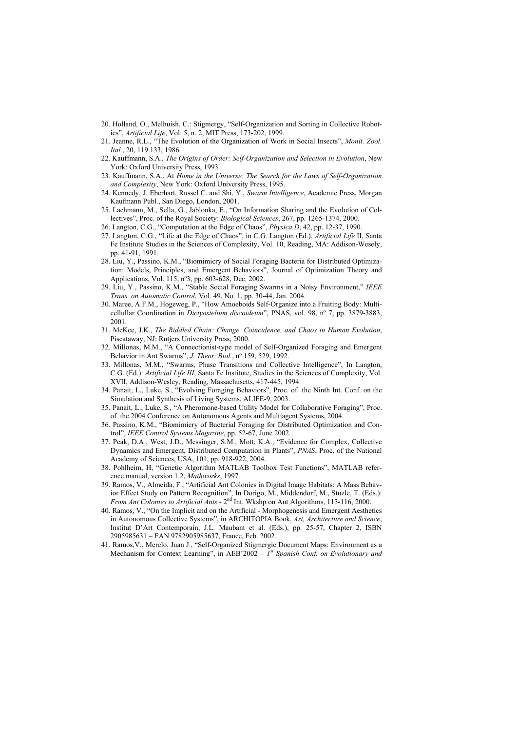20. Holland, O., Melhuish, C.: Stigmergy, "Self-Organization and Sorting in Collective Robotics", *Artificial Life*, Vol. 5, n. 2, MIT Press, 173-202, 1999.
21. Jeanne, R.L., "The Evolution of the Organization of Work in Social Insects", *Monit. Zool. Ital.*, 20, 119.133, 1986.
22. Kauffmann, S.A., *The Origins of Order: Self-Organization and Selection in Evolution*, New York: Oxford University Press, 1993.
23. Kauffmann, S.A., At *Home in the Universe: The Search for the Laws of Self-Organization and Complexity*, New York: Oxford University Press, 1995.
24. Kennedy, J. Eberhart, Russel C. and Shi, Y., *Swarm Intelligence*, Academic Press, Morgan Kaufmann Publ., San Diego, London, 2001.
25. Lachmann, M., Sella, G., Jablonka, E., "On Information Sharing and the Evolution of Collectives", Proc. of the Royal Society: *Biological Sciences*, 267, pp. 1265-1374, 2000.
26. Langton, C.G., "Computation at the Edge of Chaos", *Physica D*, 42, pp. 12-37, 1990.
27. Langton, C.G., "Life at the Edge of Chaos", in C.G. Langton (Ed.), *Artificial Life* II, Santa Fe Institute Studies in the Sciences of Complexity, Vol. 10, Reading, MA: Addison-Wesely, pp. 41-91, 1991.
28. Liu, Y., Passino, K.M., "Biomimicry of Social Foraging Bacteria for Distributed Optimization: Models, Principles, and Emergent Behaviors", Journal of Optimization Theory and Applications, Vol. 115, nº3, pp. 603-628, Dec. 2002.
29. Liu, Y., Passino, K.M., "Stable Social Foraging Swarms in a Noisy Environment," *IEEE Trans. on Automatic Control*, Vol. 49, No. 1, pp. 30-44, Jan. 2004.
30. Maree, A.F.M., Hogeweg, P., "How Amoeboids Self-Organize into a Fruiting Body: Multicellular Coordination in *Dictyostelium discoideum*", PNAS, vol. 98, nº 7, pp. 3879-3883, 2001.
31. McKee, J.K., *The Riddled Chain: Change, Coincidence, and Chaos in Human Evolution*, Piscataway, NJ: Rutjers University Press, 2000.
32. Millonas, M.M., "A Connectionist-type model of Self-Organized Foraging and Emergent Behavior in Ant Swarms", *J. Theor. Biol.*, nº 159, 529, 1992.
33. Millonas, M.M., "Swarms, Phase Transitions and Collective Intelligence", In Langton, C.G. (Ed.): *Artificial Life III*, Santa Fe Institute, Studies in the Sciences of Complexity, Vol. XVII, Addison-Wesley, Reading, Massachusetts, 417-445, 1994.
34. Panait, L., Luke, S., "Evolving Foraging Behaviors", Proc. of the Ninth Int. Conf. on the Simulation and Synthesis of Living Systems, ALIFE-9, 2003.
35. Panait, L., Luke, S., "A Pheromone-based Utility Model for Collaborative Foraging", Proc. of the 2004 Conference on Autonomous Agents and Multiagent Systems, 2004.
36. Passino, K.M., "Biomimicry of Bacterial Foraging for Distributed Optimization and Control", *IEEE Control Systems Magazine*, pp. 52-67, June 2002.
37. Peak, D.A., West, J.D., Messinger, S.M., Mott, K.A., "Evidence for Complex, Collective Dynamics and Emergent, Distributed Computation in Plants", *PNAS*, Proc. of the National Academy of Sciences, USA, 101, pp. 918-922, 2004.
38. Pohlheim, H, "Genetic Algorithm MATLAB Toolbox Test Functions", MATLAB reference manual, version 1.2, *Mathworks*, 1997.
39. Ramos, V., Almeida, F., "Artificial Ant Colonies in Digital Image Habitats: A Mass Behavior Effect Study on Pattern Recognition", In Dorigo, M., Middendorf, M., Stuzle, T. (Eds.): *From Ant Colonies to Artificial Ants* - 2nd Int. Wkshp on Ant Algorithms, 113-116, 2000.
40. Ramos, V., "On the Implicit and on the Artificial - Morphogenesis and Emergent Aesthetics in Autonomous Collective Systems", in ARCHITOPIA Book, *Art, Architecture and Science*, Institut D'Art Contemporain, J.L. Maubant et al. (Eds.), pp. 25-57, Chapter 2, ISBN 2905985631 – EAN 9782905985637, France, Feb. 2002.
41. Ramos,V., Merelo, Juan J., "Self-Organized Stigmergic Document Maps: Environment as a Mechanism for Context Learning", in AEB'2002 – *1st Spanish Conf. on Evolutionary and*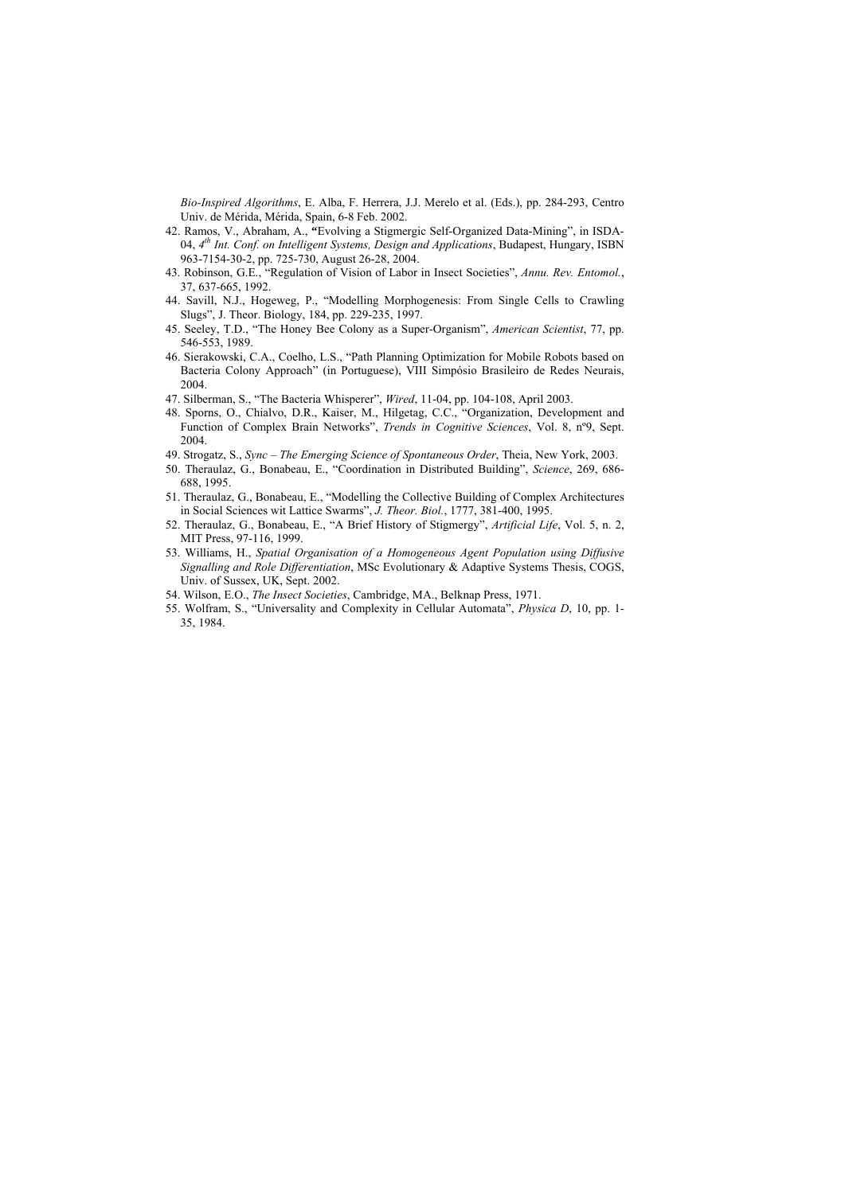*Bio-Inspired Algorithms*, E. Alba, F. Herrera, J.J. Merelo et al. (Eds.), pp. 284-293, Centro Univ. de Mérida, Mérida, Spain, 6-8 Feb. 2002.

42. Ramos, V., Abraham, A., **"**Evolving a Stigmergic Self-Organized Data-Mining", in ISDA-04, *4th Int. Conf. on Intelligent Systems, Design and Applications*, Budapest, Hungary, ISBN 963-7154-30-2, pp. 725-730, August 26-28, 2004.
43. Robinson, G.E., "Regulation of Vision of Labor in Insect Societies", *Annu. Rev. Entomol.*, 37, 637-665, 1992.
44. Savill, N.J., Hogeweg, P., "Modelling Morphogenesis: From Single Cells to Crawling Slugs", J. Theor. Biology, 184, pp. 229-235, 1997.
45. Seeley, T.D., "The Honey Bee Colony as a Super-Organism", *American Scientist*, 77, pp. 546-553, 1989.
46. Sierakowski, C.A., Coelho, L.S., "Path Planning Optimization for Mobile Robots based on Bacteria Colony Approach" (in Portuguese), VIII Simpósio Brasileiro de Redes Neurais, 2004.
47. Silberman, S., "The Bacteria Whisperer", *Wired*, 11-04, pp. 104-108, April 2003.
48. Sporns, O., Chialvo, D.R., Kaiser, M., Hilgetag, C.C., "Organization, Development and Function of Complex Brain Networks", *Trends in Cognitive Sciences*, Vol. 8, nº9, Sept. 2004.
49. Strogatz, S., *Sync – The Emerging Science of Spontaneous Order*, Theia, New York, 2003.
50. Theraulaz, G., Bonabeau, E., "Coordination in Distributed Building", *Science*, 269, 686-688, 1995.
51. Theraulaz, G., Bonabeau, E., "Modelling the Collective Building of Complex Architectures in Social Sciences wit Lattice Swarms", *J. Theor. Biol.*, 1777, 381-400, 1995.
52. Theraulaz, G., Bonabeau, E., "A Brief History of Stigmergy", *Artificial Life*, Vol. 5, n. 2, MIT Press, 97-116, 1999.
53. Williams, H., *Spatial Organisation of a Homogeneous Agent Population using Diffusive Signalling and Role Differentiation*, MSc Evolutionary & Adaptive Systems Thesis, COGS, Univ. of Sussex, UK, Sept. 2002.
54. Wilson, E.O., *The Insect Societies*, Cambridge, MA., Belknap Press, 1971.
55. Wolfram, S., "Universality and Complexity in Cellular Automata", *Physica D*, 10, pp. 1-35, 1984.